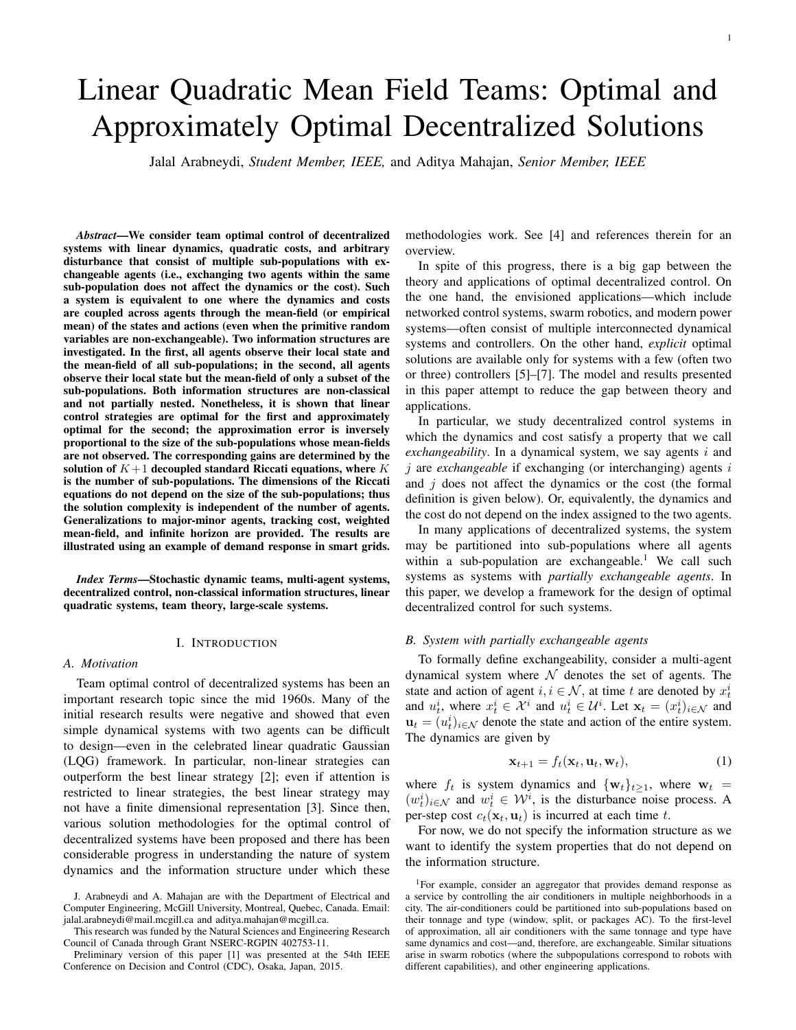# Linear Quadratic Mean Field Teams: Optimal and Approximately Optimal Decentralized Solutions

Jalal Arabneydi, *Student Member, IEEE,* and Aditya Mahajan, *Senior Member, IEEE*

***Abstract*—We consider team optimal control of decentralized systems with linear dynamics, quadratic costs, and arbitrary disturbance that consist of multiple sub-populations with exchangeable agents (i.e., exchanging two agents within the same sub-population does not affect the dynamics or the cost). Such a system is equivalent to one where the dynamics and costs are coupled across agents through the mean-field (or empirical mean) of the states and actions (even when the primitive random variables are non-exchangeable). Two information structures are investigated. In the first, all agents observe their local state and the mean-field of all sub-populations; in the second, all agents observe their local state but the mean-field of only a subset of the sub-populations. Both information structures are non-classical and not partially nested. Nonetheless, it is shown that linear control strategies are optimal for the first and approximately optimal for the second; the approximation error is inversely proportional to the size of the sub-populations whose mean-fields are not observed. The corresponding gains are determined by the solution of $K+1$ decoupled standard Riccati equations, where $K$ is the number of sub-populations. The dimensions of the Riccati equations do not depend on the size of the sub-populations; thus the solution complexity is independent of the number of agents. Generalizations to major-minor agents, tracking cost, weighted mean-field, and infinite horizon are provided. The results are illustrated using an example of demand response in smart grids.**

***Index Terms*—Stochastic dynamic teams, multi-agent systems, decentralized control, non-classical information structures, linear quadratic systems, team theory, large-scale systems.**

## I. Introduction

### A. Motivation

Team optimal control of decentralized systems has been an important research topic since the mid 1960s. Many of the initial research results were negative and showed that even simple dynamical systems with two agents can be difficult to design—even in the celebrated linear quadratic Gaussian (LQG) framework. In particular, non-linear strategies can outperform the best linear strategy [2]; even if attention is restricted to linear strategies, the best linear strategy may not have a finite dimensional representation [3]. Since then, various solution methodologies for the optimal control of decentralized systems have been proposed and there has been considerable progress in understanding the nature of system dynamics and the information structure under which these methodologies work. See [4] and references therein for an overview.

In spite of this progress, there is a big gap between the theory and applications of optimal decentralized control. On the one hand, the envisioned applications—which include networked control systems, swarm robotics, and modern power systems—often consist of multiple interconnected dynamical systems and controllers. On the other hand, *explicit* optimal solutions are available only for systems with a few (often two or three) controllers [5]–[7]. The model and results presented in this paper attempt to reduce the gap between theory and applications.

In particular, we study decentralized control systems in which the dynamics and cost satisfy a property that we call *exchangeability*. In a dynamical system, we say agents $i$ and $j$ are *exchangeable* if exchanging (or interchanging) agents $i$ and $j$ does not affect the dynamics or the cost (the formal definition is given below). Or, equivalently, the dynamics and the cost do not depend on the index assigned to the two agents.

In many applications of decentralized systems, the system may be partitioned into sub-populations where all agents within a sub-population are exchangeable.[1] We call such systems as systems with *partially exchangeable agents*. In this paper, we develop a framework for the design of optimal decentralized control for such systems.

### B. System with partially exchangeable agents

To formally define exchangeability, consider a multi-agent dynamical system where $\mathcal{N}$ denotes the set of agents. The state and action of agent $i, i \in \mathcal{N}$, at time $t$ are denoted by $x_t^i$ and $u_t^i$, where $x_t^i \in \mathcal{X}^i$ and $u_t^i \in \mathcal{U}^i$. Let $\mathbf{x}_t = (x_t^i)_{i\in\mathcal{N}}$ and $\mathbf{u}_t = (u_t^i)_{i\in\mathcal{N}}$ denote the state and action of the entire system. The dynamics are given by

$$\mathbf{x}_{t+1} = f_t(\mathbf{x}_t, \mathbf{u}_t, \mathbf{w}_t), \tag{1}$$

where $f_t$ is system dynamics and $\{\mathbf{w}_t\}_{t\geq 1}$, where $\mathbf{w}_t = (w_t^i)_{i\in\mathcal{N}}$ and $w_t^i \in \mathcal{W}^i$, is the disturbance noise process. A per-step cost $c_t(\mathbf{x}_t, \mathbf{u}_t)$ is incurred at each time $t$.

For now, we do not specify the information structure as we want to identify the system properties that do not depend on the information structure.

[1] For example, consider an aggregator that provides demand response as a service by controlling the air conditioners in multiple neighborhoods in a city. The air-conditioners could be partitioned into sub-populations based on their tonnage and type (window, split, or packages AC). To the first-level of approximation, all air conditioners with the same tonnage and type have same dynamics and cost—and, therefore, are exchangeable. Similar situations arise in swarm robotics (where the subpopulations correspond to robots with different capabilities), and other engineering applications.

J. Arabneydi and A. Mahajan are with the Department of Electrical and Computer Engineering, McGill University, Montreal, Quebec, Canada. Email: jalal.arabneydi@mail.mcgill.ca and aditya.mahajan@mcgill.ca.

This research was funded by the Natural Sciences and Engineering Research Council of Canada through Grant NSERC-RGPIN 402753-11.

Preliminary version of this paper [1] was presented at the 54th IEEE Conference on Decision and Control (CDC), Osaka, Japan, 2015.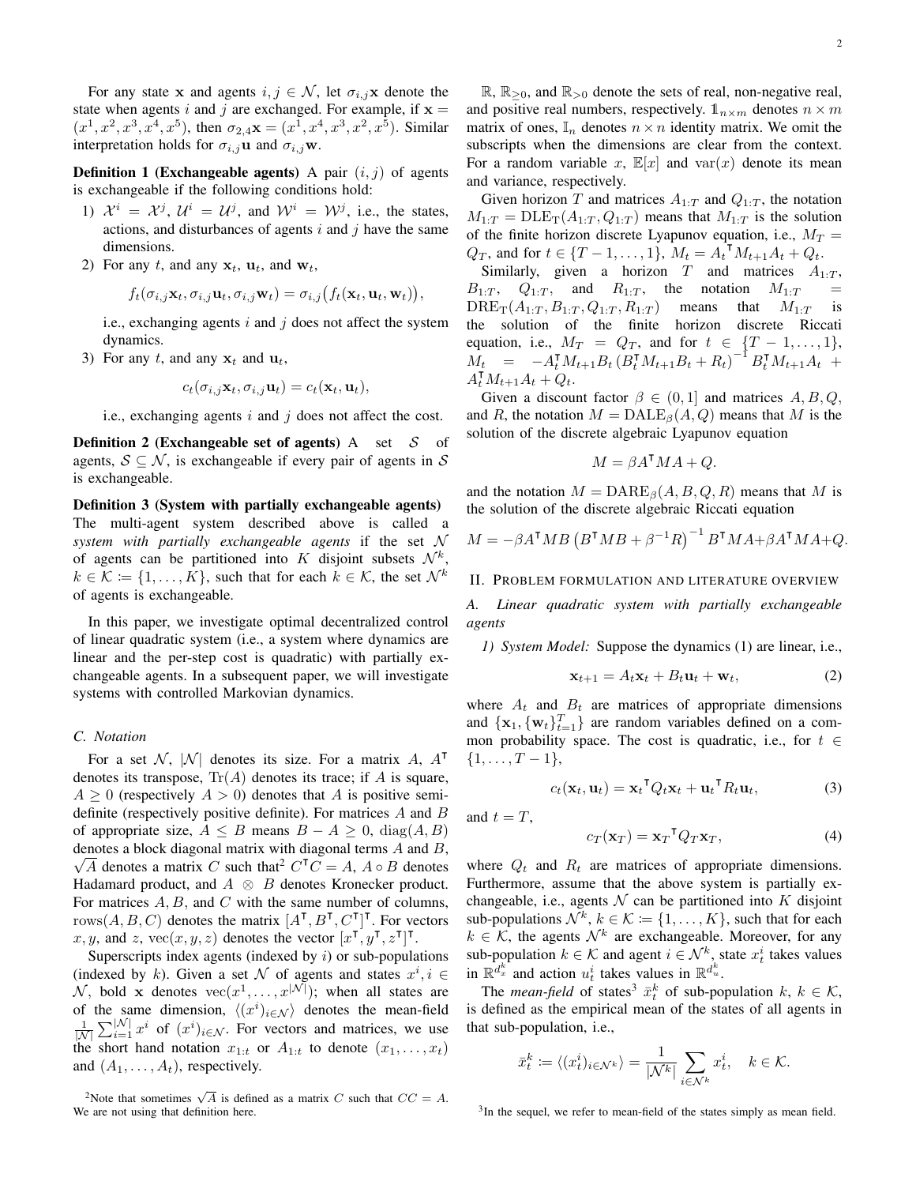For any state $\mathbf{x}$ and agents $i, j \in \mathcal{N}$, let $\sigma_{i,j}\mathbf{x}$ denote the state when agents $i$ and $j$ are exchanged. For example, if $\mathbf{x} = (x^1, x^2, x^3, x^4, x^5)$, then $\sigma_{2,4}\mathbf{x} = (x^1, x^4, x^3, x^2, x^5)$. Similar interpretation holds for $\sigma_{i,j}\mathbf{u}$ and $\sigma_{i,j}\mathbf{w}$.

**Definition 1 (Exchangeable agents)** A pair $(i, j)$ of agents is exchangeable if the following conditions hold:

1) $\mathcal{X}^i = \mathcal{X}^j$, $\mathcal{U}^i = \mathcal{U}^j$, and $\mathcal{W}^i = \mathcal{W}^j$, i.e., the states, actions, and disturbances of agents $i$ and $j$ have the same dimensions.
2) For any $t$, and any $\mathbf{x}_t$, $\mathbf{u}_t$, and $\mathbf{w}_t$,
$$f_t(\sigma_{i,j}\mathbf{x}_t, \sigma_{i,j}\mathbf{u}_t, \sigma_{i,j}\mathbf{w}_t) = \sigma_{i,j}\big(f_t(\mathbf{x}_t, \mathbf{u}_t, \mathbf{w}_t)\big),$$
i.e., exchanging agents $i$ and $j$ does not affect the system dynamics.
3) For any $t$, and any $\mathbf{x}_t$ and $\mathbf{u}_t$,
$$c_t(\sigma_{i,j}\mathbf{x}_t, \sigma_{i,j}\mathbf{u}_t) = c_t(\mathbf{x}_t, \mathbf{u}_t),$$
i.e., exchanging agents $i$ and $j$ does not affect the cost.

**Definition 2 (Exchangeable set of agents)** A set $\mathcal{S}$ of agents, $\mathcal{S} \subseteq \mathcal{N}$, is exchangeable if every pair of agents in $\mathcal{S}$ is exchangeable.

**Definition 3 (System with partially exchangeable agents)** The multi-agent system described above is called a *system with partially exchangeable agents* if the set $\mathcal{N}$ of agents can be partitioned into $K$ disjoint subsets $\mathcal{N}^k$, $k \in \mathcal{K} := \{1, \dots, K\}$, such that for each $k \in \mathcal{K}$, the set $\mathcal{N}^k$ of agents is exchangeable.

In this paper, we investigate optimal decentralized control of linear quadratic system (i.e., a system where dynamics are linear and the per-step cost is quadratic) with partially exchangeable agents. In a subsequent paper, we will investigate systems with controlled Markovian dynamics.

### C. Notation

For a set $\mathcal{N}$, $|\mathcal{N}|$ denotes its size. For a matrix $A$, $A^\intercal$ denotes its transpose, $\mathrm{Tr}(A)$ denotes its trace; if $A$ is square, $A \geq 0$ (respectively $A > 0$) denotes that $A$ is positive semi-definite (respectively positive definite). For matrices $A$ and $B$ of appropriate size, $A \leq B$ means $B - A \geq 0$, $\mathrm{diag}(A, B)$ denotes a block diagonal matrix with diagonal terms $A$ and $B$, $\sqrt{A}$ denotes a matrix $C$ such that[2] $C^\intercal C = A$, $A \circ B$ denotes Hadamard product, and $A \otimes B$ denotes Kronecker product. For matrices $A, B$, and $C$ with the same number of columns, $\mathrm{rows}(A, B, C)$ denotes the matrix $[A^\intercal, B^\intercal, C^\intercal]^\intercal$. For vectors $x, y$, and $z$, $\mathrm{vec}(x, y, z)$ denotes the vector $[x^\intercal, y^\intercal, z^\intercal]^\intercal$.

Superscripts index agents (indexed by $i$) or sub-populations (indexed by $k$). Given a set $\mathcal{N}$ of agents and states $x^i, i \in \mathcal{N}$, bold $\mathbf{x}$ denotes $\mathrm{vec}(x^1, \dots, x^{|\mathcal{N}|})$; when all states are of the same dimension, $\langle (x^i)_{i\in\mathcal{N}} \rangle$ denotes the mean-field $\frac{1}{|\mathcal{N}|}\sum_{i=1}^{|\mathcal{N}|} x^i$ of $(x^i)_{i\in\mathcal{N}}$. For vectors and matrices, we use the short hand notation $x_{1:t}$ or $A_{1:t}$ to denote $(x_1, \dots, x_t)$ and $(A_1, \dots, A_t)$, respectively.

$\mathbb{R}$, $\mathbb{R}_{\geq 0}$, and $\mathbb{R}_{>0}$ denote the sets of real, non-negative real, and positive real numbers, respectively. $\mathbb{1}_{n\times m}$ denotes $n \times m$ matrix of ones, $\mathbb{I}_n$ denotes $n \times n$ identity matrix. We omit the subscripts when the dimensions are clear from the context. For a random variable $x$, $\mathbb{E}[x]$ and $\mathrm{var}(x)$ denote its mean and variance, respectively.

Given horizon $T$ and matrices $A_{1:T}$ and $Q_{1:T}$, the notation $M_{1:T} = \mathrm{DLE_T}(A_{1:T}, Q_{1:T})$ means that $M_{1:T}$ is the solution of the finite horizon discrete Lyapunov equation, i.e., $M_T = Q_T$, and for $t \in \{T-1, \dots, 1\}$, $M_t = {A_t}^\intercal M_{t+1} A_t + Q_t$.

Similarly, given a horizon $T$ and matrices $A_{1:T}$, $B_{1:T}$, $Q_{1:T}$, and $R_{1:T}$, the notation $M_{1:T} = \mathrm{DRE_T}(A_{1:T}, B_{1:T}, Q_{1:T}, R_{1:T})$ means that $M_{1:T}$ is the solution of the finite horizon discrete Riccati equation, i.e., $M_T = Q_T$, and for $t \in \{T-1, \dots, 1\}$, $M_t = -A_t^\intercal M_{t+1} B_t \left(B_t^\intercal M_{t+1} B_t + R_t\right)^{-1} B_t^\intercal M_{t+1} A_t + A_t^\intercal M_{t+1} A_t + Q_t$.

Given a discount factor $\beta \in (0, 1]$ and matrices $A, B, Q$, and $R$, the notation $M = \mathrm{DALE}_\beta(A, Q)$ means that $M$ is the solution of the discrete algebraic Lyapunov equation
$$M = \beta A^\intercal M A + Q.$$
and the notation $M = \mathrm{DARE}_\beta(A, B, Q, R)$ means that $M$ is the solution of the discrete algebraic Riccati equation
$$M = -\beta A^\intercal M B \left(B^\intercal M B + \beta^{-1} R\right)^{-1} B^\intercal M A + \beta A^\intercal M A + Q.$$

## II. Problem formulation and literature overview

### A. Linear quadratic system with partially exchangeable agents

*1) System Model:* Suppose the dynamics (1) are linear, i.e.,
$$\mathbf{x}_{t+1} = A_t \mathbf{x}_t + B_t \mathbf{u}_t + \mathbf{w}_t, \tag{2}$$
where $A_t$ and $B_t$ are matrices of appropriate dimensions and $\{\mathbf{x}_1, \{\mathbf{w}_t\}_{t=1}^T\}$ are random variables defined on a common probability space. The cost is quadratic, i.e., for $t \in \{1, \dots, T-1\}$,
$$c_t(\mathbf{x}_t, \mathbf{u}_t) = {\mathbf{x}_t}^\intercal Q_t \mathbf{x}_t + {\mathbf{u}_t}^\intercal R_t \mathbf{u}_t, \tag{3}$$
and $t = T$,
$$c_T(\mathbf{x}_T) = {\mathbf{x}_T}^\intercal Q_T \mathbf{x}_T, \tag{4}$$
where $Q_t$ and $R_t$ are matrices of appropriate dimensions. Furthermore, assume that the above system is partially exchangeable, i.e., agents $\mathcal{N}$ can be partitioned into $K$ disjoint sub-populations $\mathcal{N}^k$, $k \in \mathcal{K} := \{1, \dots, K\}$, such that for each $k \in \mathcal{K}$, the agents $\mathcal{N}^k$ are exchangeable. Moreover, for any sub-population $k \in \mathcal{K}$ and agent $i \in \mathcal{N}^k$, state $x_t^i$ takes values in $\mathbb{R}^{d_x^k}$ and action $u_t^i$ takes values in $\mathbb{R}^{d_u^k}$.

The *mean-field* of states[3] $\bar{x}_t^k$ of sub-population $k$, $k \in \mathcal{K}$, is defined as the empirical mean of the states of all agents in that sub-population, i.e.,
$$\bar{x}_t^k := \langle (x_t^i)_{i\in\mathcal{N}^k} \rangle = \frac{1}{|\mathcal{N}^k|}\sum_{i\in\mathcal{N}^k} x_t^i, \quad k \in \mathcal{K}.$$

[2] Note that sometimes $\sqrt{A}$ is defined as a matrix $C$ such that $CC = A$. We are not using that definition here.

[3] In the sequel, we refer to mean-field of the states simply as mean field.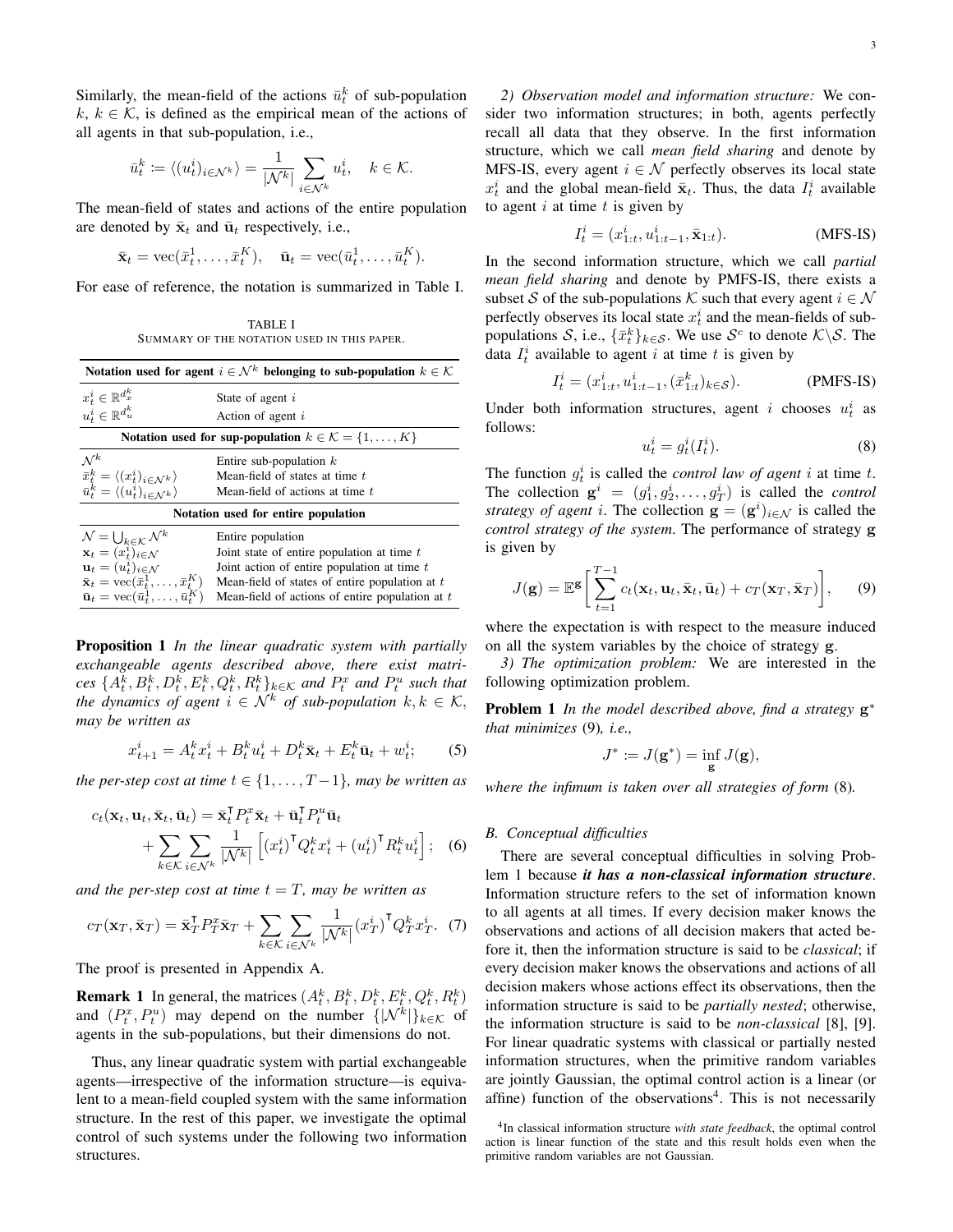Similarly, the mean-field of the actions $\bar{u}_t^k$ of sub-population $k$, $k \in \mathcal{K}$, is defined as the empirical mean of the actions of all agents in that sub-population, i.e.,

$$\bar{u}_t^k := \langle (u_t^i)_{i \in \mathcal{N}^k} \rangle = \frac{1}{|\mathcal{N}^k|} \sum_{i \in \mathcal{N}^k} u_t^i, \quad k \in \mathcal{K}.$$

The mean-field of states and actions of the entire population are denoted by $\bar{\mathbf{x}}_t$ and $\bar{\mathbf{u}}_t$ respectively, i.e.,

$$\bar{\mathbf{x}}_t = \operatorname{vec}(\bar{x}_t^1, \dots, \bar{x}_t^K), \quad \bar{\mathbf{u}}_t = \operatorname{vec}(\bar{u}_t^1, \dots, \bar{u}_t^K).$$

For ease of reference, the notation is summarized in Table I.

TABLE I
SUMMARY OF THE NOTATION USED IN THIS PAPER.

| Notation used for agent $i \in \mathcal{N}^k$ belonging to sub-population $k \in \mathcal{K}$ | |
|---|---|
| $x_t^i \in \mathbb{R}^{d_x^k}$ | State of agent $i$ |
| $u_t^i \in \mathbb{R}^{d_u^k}$ | Action of agent $i$ |
| **Notation used for sup-population $k \in \mathcal{K} = \{1, \dots, K\}$** | |
| $\mathcal{N}^k$ | Entire sub-population $k$ |
| $\bar{x}_t^k = \langle (x_t^i)_{i \in \mathcal{N}^k} \rangle$ | Mean-field of states at time $t$ |
| $\bar{u}_t^k = \langle (u_t^i)_{i \in \mathcal{N}^k} \rangle$ | Mean-field of actions at time $t$ |
| **Notation used for entire population** | |
| $\mathcal{N} = \bigcup_{k \in \mathcal{K}} \mathcal{N}^k$ | Entire population |
| $\mathbf{x}_t = (x_t^i)_{i \in \mathcal{N}}$ | Joint state of entire population at time $t$ |
| $\mathbf{u}_t = (u_t^i)_{i \in \mathcal{N}}$ | Joint action of entire population at time $t$ |
| $\bar{\mathbf{x}}_t = \operatorname{vec}(\bar{x}_t^1, \dots, \bar{x}_t^K)$ | Mean-field of states of entire population at $t$ |
| $\bar{\mathbf{u}}_t = \operatorname{vec}(\bar{u}_t^1, \dots, \bar{u}_t^K)$ | Mean-field of actions of entire population at $t$ |

**Proposition 1** *In the linear quadratic system with partially exchangeable agents described above, there exist matrices $\{A_t^k, B_t^k, D_t^k, E_t^k, Q_t^k, R_t^k\}_{k \in \mathcal{K}}$ and $P_t^x$ and $P_t^u$ such that the dynamics of agent $i \in \mathcal{N}^k$ of sub-population $k, k \in \mathcal{K}$, may be written as*

$$x_{t+1}^i = A_t^k x_t^i + B_t^k u_t^i + D_t^k \bar{\mathbf{x}}_t + E_t^k \bar{\mathbf{u}}_t + w_t^i; \qquad (5)$$

*the per-step cost at time $t \in \{1, \dots, T-1\}$, may be written as*

$$\begin{aligned} c_t(\mathbf{x}_t, \mathbf{u}_t, \bar{\mathbf{x}}_t, \bar{\mathbf{u}}_t) &= \bar{\mathbf{x}}_t^\intercal P_t^x \bar{\mathbf{x}}_t + \bar{\mathbf{u}}_t^\intercal P_t^u \bar{\mathbf{u}}_t \\ &+ \sum_{k \in \mathcal{K}} \sum_{i \in \mathcal{N}^k} \frac{1}{|\mathcal{N}^k|} \Big[ (x_t^i)^\intercal Q_t^k x_t^i + (u_t^i)^\intercal R_t^k u_t^i \Big]; \end{aligned} \qquad (6)$$

*and the per-step cost at time $t = T$, may be written as*

$$c_T(\mathbf{x}_T, \bar{\mathbf{x}}_T) = \bar{\mathbf{x}}_T^\intercal P_T^x \bar{\mathbf{x}}_T + \sum_{k \in \mathcal{K}} \sum_{i \in \mathcal{N}^k} \frac{1}{|\mathcal{N}^k|} (x_T^i)^\intercal Q_T^k x_T^i. \qquad (7)$$

The proof is presented in Appendix A.

**Remark 1** In general, the matrices $(A_t^k, B_t^k, D_t^k, E_t^k, Q_t^k, R_t^k)$ and $(P_t^x, P_t^u)$ may depend on the number $\{|\mathcal{N}^k|\}_{k \in \mathcal{K}}$ of agents in the sub-populations, but their dimensions do not.

Thus, any linear quadratic system with partial exchangeable agents—irrespective of the information structure—is equivalent to a mean-field coupled system with the same information structure. In the rest of this paper, we investigate the optimal control of such systems under the following two information structures.

*2) Observation model and information structure:* We consider two information structures; in both, agents perfectly recall all data that they observe. In the first information structure, which we call *mean field sharing* and denote by MFS-IS, every agent $i \in \mathcal{N}$ perfectly observes its local state $x_t^i$ and the global mean-field $\bar{\mathbf{x}}_t$. Thus, the data $I_t^i$ available to agent $i$ at time $t$ is given by

$$I_t^i = (x_{1:t}^i, u_{1:t-1}^i, \bar{\mathbf{x}}_{1:t}). \qquad \text{(MFS-IS)}$$

In the second information structure, which we call *partial mean field sharing* and denote by PMFS-IS, there exists a subset $\mathcal{S}$ of the sub-populations $\mathcal{K}$ such that every agent $i \in \mathcal{N}$ perfectly observes its local state $x_t^i$ and the mean-fields of sub-populations $\mathcal{S}$, i.e., $\{\bar{x}_t^k\}_{k \in \mathcal{S}}$. We use $\mathcal{S}^c$ to denote $\mathcal{K} \backslash \mathcal{S}$. The data $I_t^i$ available to agent $i$ at time $t$ is given by

$$I_t^i = (x_{1:t}^i, u_{1:t-1}^i, (\bar{x}_{1:t}^k)_{k \in \mathcal{S}}). \qquad \text{(PMFS-IS)}$$

Under both information structures, agent $i$ chooses $u_t^i$ as follows:

$$u_t^i = g_t^i(I_t^i). \qquad (8)$$

The function $g_t^i$ is called the *control law of agent* $i$ at time $t$. The collection $\mathbf{g}^i = (g_1^i, g_2^i, \dots, g_T^i)$ is called the *control strategy of agent* $i$. The collection $\mathbf{g} = (\mathbf{g}^i)_{i \in \mathcal{N}}$ is called the *control strategy of the system*. The performance of strategy $\mathbf{g}$ is given by

$$J(\mathbf{g}) = \mathbb{E}^{\mathbf{g}} \bigg[ \sum_{t=1}^{T-1} c_t(\mathbf{x}_t, \mathbf{u}_t, \bar{\mathbf{x}}_t, \bar{\mathbf{u}}_t) + c_T(\mathbf{x}_T, \bar{\mathbf{x}}_T) \bigg], \qquad (9)$$

where the expectation is with respect to the measure induced on all the system variables by the choice of strategy $\mathbf{g}$.

*3) The optimization problem:* We are interested in the following optimization problem.

**Problem 1** *In the model described above, find a strategy $\mathbf{g}^*$ that minimizes* (9)*, i.e.,*

$$J^* := J(\mathbf{g}^*) = \inf_{\mathbf{g}} J(\mathbf{g}),$$

*where the infimum is taken over all strategies of form* (8)*.*

### *B. Conceptual difficulties*

There are several conceptual difficulties in solving Problem 1 because ***it has a non-classical information structure***. Information structure refers to the set of information known to all agents at all times. If every decision maker knows the observations and actions of all decision makers that acted before it, then the information structure is said to be *classical*; if every decision maker knows the observations and actions of all decision makers whose actions effect its observations, then the information structure is said to be *partially nested*; otherwise, the information structure is said to be *non-classical* [8], [9]. For linear quadratic systems with classical or partially nested information structures, when the primitive random variables are jointly Gaussian, the optimal control action is a linear (or affine) function of the observations[4]. This is not necessarily

[4]In classical information structure *with state feedback*, the optimal control action is linear function of the state and this result holds even when the primitive random variables are not Gaussian.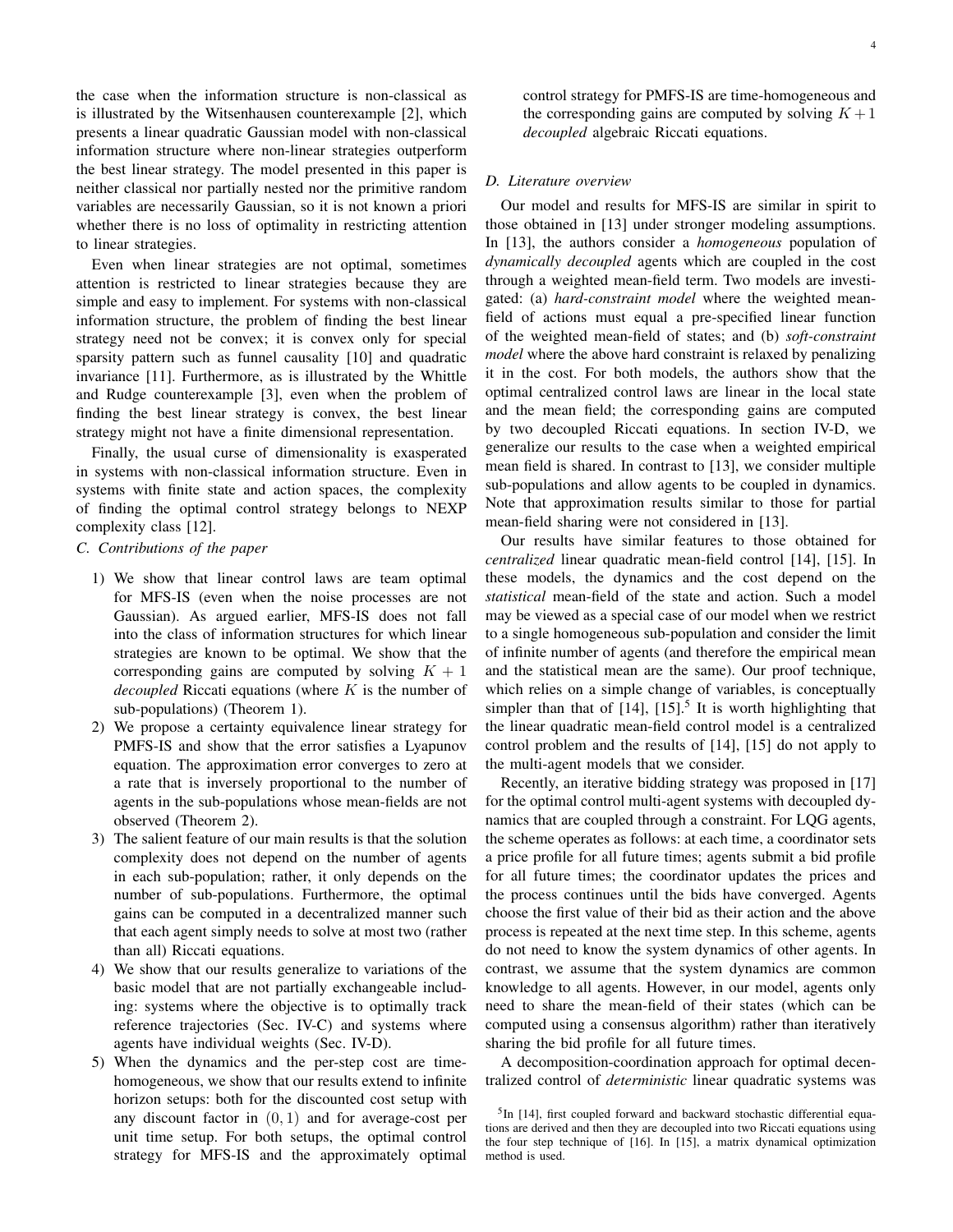the case when the information structure is non-classical as is illustrated by the Witsenhausen counterexample [2], which presents a linear quadratic Gaussian model with non-classical information structure where non-linear strategies outperform the best linear strategy. The model presented in this paper is neither classical nor partially nested nor the primitive random variables are necessarily Gaussian, so it is not known a priori whether there is no loss of optimality in restricting attention to linear strategies.

Even when linear strategies are not optimal, sometimes attention is restricted to linear strategies because they are simple and easy to implement. For systems with non-classical information structure, the problem of finding the best linear strategy need not be convex; it is convex only for special sparsity pattern such as funnel causality [10] and quadratic invariance [11]. Furthermore, as is illustrated by the Whittle and Rudge counterexample [3], even when the problem of finding the best linear strategy is convex, the best linear strategy might not have a finite dimensional representation.

Finally, the usual curse of dimensionality is exasperated in systems with non-classical information structure. Even in systems with finite state and action spaces, the complexity of finding the optimal control strategy belongs to NEXP complexity class [12].

### C. Contributions of the paper

1) We show that linear control laws are team optimal for MFS-IS (even when the noise processes are not Gaussian). As argued earlier, MFS-IS does not fall into the class of information structures for which linear strategies are known to be optimal. We show that the corresponding gains are computed by solving $K + 1$ *decoupled* Riccati equations (where $K$ is the number of sub-populations) (Theorem 1).
2) We propose a certainty equivalence linear strategy for PMFS-IS and show that the error satisfies a Lyapunov equation. The approximation error converges to zero at a rate that is inversely proportional to the number of agents in the sub-populations whose mean-fields are not observed (Theorem 2).
3) The salient feature of our main results is that the solution complexity does not depend on the number of agents in each sub-population; rather, it only depends on the number of sub-populations. Furthermore, the optimal gains can be computed in a decentralized manner such that each agent simply needs to solve at most two (rather than all) Riccati equations.
4) We show that our results generalize to variations of the basic model that are not partially exchangeable including: systems where the objective is to optimally track reference trajectories (Sec. IV-C) and systems where agents have individual weights (Sec. IV-D).
5) When the dynamics and the per-step cost are time-homogeneous, we show that our results extend to infinite horizon setups: both for the discounted cost setup with any discount factor in $(0, 1)$ and for average-cost per unit time setup. For both setups, the optimal control strategy for MFS-IS and the approximately optimal control strategy for PMFS-IS are time-homogeneous and the corresponding gains are computed by solving $K+1$ *decoupled* algebraic Riccati equations.

### D. Literature overview

Our model and results for MFS-IS are similar in spirit to those obtained in [13] under stronger modeling assumptions. In [13], the authors consider a *homogeneous* population of *dynamically decoupled* agents which are coupled in the cost through a weighted mean-field term. Two models are investigated: (a) *hard-constraint model* where the weighted mean-field of actions must equal a pre-specified linear function of the weighted mean-field of states; and (b) *soft-constraint model* where the above hard constraint is relaxed by penalizing it in the cost. For both models, the authors show that the optimal centralized control laws are linear in the local state and the mean field; the corresponding gains are computed by two decoupled Riccati equations. In section IV-D, we generalize our results to the case when a weighted empirical mean field is shared. In contrast to [13], we consider multiple sub-populations and allow agents to be coupled in dynamics. Note that approximation results similar to those for partial mean-field sharing were not considered in [13].

Our results have similar features to those obtained for *centralized* linear quadratic mean-field control [14], [15]. In these models, the dynamics and the cost depend on the *statistical* mean-field of the state and action. Such a model may be viewed as a special case of our model when we restrict to a single homogeneous sub-population and consider the limit of infinite number of agents (and therefore the empirical mean and the statistical mean are the same). Our proof technique, which relies on a simple change of variables, is conceptually simpler than that of [14], [15].[5] It is worth highlighting that the linear quadratic mean-field control model is a centralized control problem and the results of [14], [15] do not apply to the multi-agent models that we consider.

Recently, an iterative bidding strategy was proposed in [17] for the optimal control multi-agent systems with decoupled dynamics that are coupled through a constraint. For LQG agents, the scheme operates as follows: at each time, a coordinator sets a price profile for all future times; agents submit a bid profile for all future times; the coordinator updates the prices and the process continues until the bids have converged. Agents choose the first value of their bid as their action and the above process is repeated at the next time step. In this scheme, agents do not need to know the system dynamics of other agents. In contrast, we assume that the system dynamics are common knowledge to all agents. However, in our model, agents only need to share the mean-field of their states (which can be computed using a consensus algorithm) rather than iteratively sharing the bid profile for all future times.

A decomposition-coordination approach for optimal decentralized control of *deterministic* linear quadratic systems was

[5] In [14], first coupled forward and backward stochastic differential equations are derived and then they are decoupled into two Riccati equations using the four step technique of [16]. In [15], a matrix dynamical optimization method is used.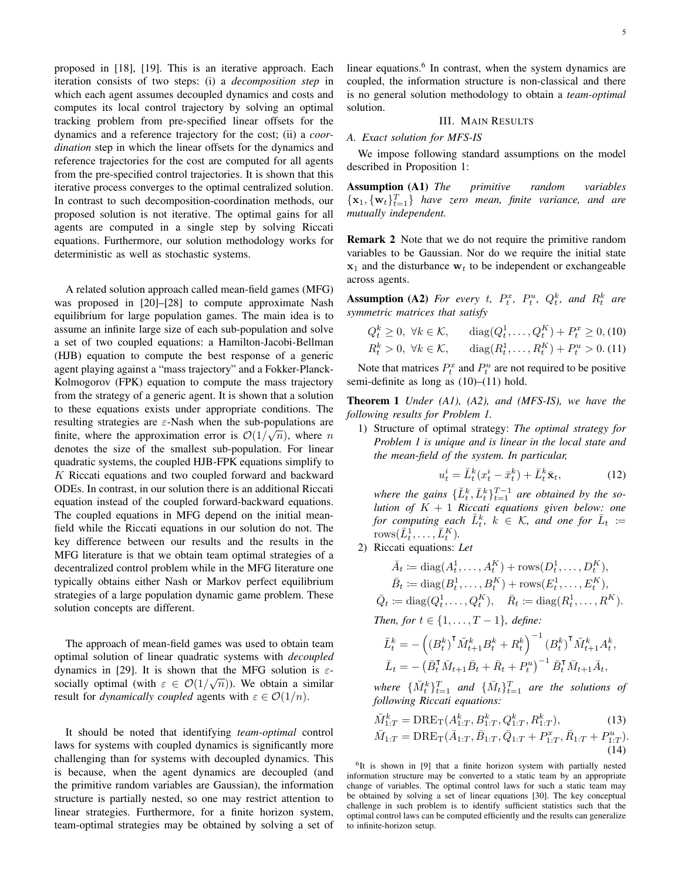proposed in [18], [19]. This is an iterative approach. Each iteration consists of two steps: (i) a *decomposition step* in which each agent assumes decoupled dynamics and costs and computes its local control trajectory by solving an optimal tracking problem from pre-specified linear offsets for the dynamics and a reference trajectory for the cost; (ii) a *coordination* step in which the linear offsets for the dynamics and reference trajectories for the cost are computed for all agents from the pre-specified control trajectories. It is shown that this iterative process converges to the optimal centralized solution. In contrast to such decomposition-coordination methods, our proposed solution is not iterative. The optimal gains for all agents are computed in a single step by solving Riccati equations. Furthermore, our solution methodology works for deterministic as well as stochastic systems.

A related solution approach called mean-field games (MFG) was proposed in [20]–[28] to compute approximate Nash equilibrium for large population games. The main idea is to assume an infinite large size of each sub-population and solve a set of two coupled equations: a Hamilton-Jacobi-Bellman (HJB) equation to compute the best response of a generic agent playing against a "mass trajectory" and a Fokker-Planck-Kolmogorov (FPK) equation to compute the mass trajectory from the strategy of a generic agent. It is shown that a solution to these equations exists under appropriate conditions. The resulting strategies are $\varepsilon$-Nash when the sub-populations are finite, where the approximation error is $\mathcal{O}(1/\sqrt{n})$, where $n$ denotes the size of the smallest sub-population. For linear quadratic systems, the coupled HJB-FPK equations simplify to $K$ Riccati equations and two coupled forward and backward ODEs. In contrast, in our solution there is an additional Riccati equation instead of the coupled forward-backward equations. The coupled equations in MFG depend on the initial mean-field while the Riccati equations in our solution do not. The key difference between our results and the results in the MFG literature is that we obtain team optimal strategies of a decentralized control problem while in the MFG literature one typically obtains either Nash or Markov perfect equilibrium strategies of a large population dynamic game problem. These solution concepts are different.

The approach of mean-field games was used to obtain team optimal solution of linear quadratic systems with *decoupled* dynamics in [29]. It is shown that the MFG solution is $\varepsilon$-socially optimal (with $\varepsilon \in \mathcal{O}(1/\sqrt{n})$). We obtain a similar result for *dynamically coupled* agents with $\varepsilon \in \mathcal{O}(1/n)$.

It should be noted that identifying *team-optimal* control laws for systems with coupled dynamics is significantly more challenging than for systems with decoupled dynamics. This is because, when the agent dynamics are decoupled (and the primitive random variables are Gaussian), the information structure is partially nested, so one may restrict attention to linear strategies. Furthermore, for a finite horizon system, team-optimal strategies may be obtained by solving a set of linear equations.[6] In contrast, when the system dynamics are coupled, the information structure is non-classical and there is no general solution methodology to obtain a *team-optimal* solution.

## III. Main Results

### A. Exact solution for MFS-IS

We impose following standard assumptions on the model described in Proposition 1:

**Assumption (A1)** *The primitive random variables $\{\mathbf{x}_1, \{\mathbf{w}_t\}_{t=1}^T\}$ have zero mean, finite variance, and are mutually independent.*

**Remark 2** Note that we do not require the primitive random variables to be Gaussian. Nor do we require the initial state $\mathbf{x}_1$ and the disturbance $\mathbf{w}_t$ to be independent or exchangeable across agents.

**Assumption (A2)** *For every $t$, $P_t^x$, $P_t^u$, $Q_t^k$, and $R_t^k$ are symmetric matrices that satisfy*

$$Q_t^k \geq 0,\ \forall k \in \mathcal{K}, \qquad \operatorname{diag}(Q_t^1, \dots, Q_t^K) + P_t^x \geq 0, \tag{10}$$

$$R_t^k > 0,\ \forall k \in \mathcal{K}, \qquad \operatorname{diag}(R_t^1, \dots, R_t^K) + P_t^u > 0. \tag{11}$$

Note that matrices $P_t^x$ and $P_t^u$ are not required to be positive semi-definite as long as (10)–(11) hold.

**Theorem 1** *Under (A1), (A2), and (MFS-IS), we have the following results for Problem 1.*

1) Structure of optimal strategy: *The optimal strategy for Problem 1 is unique and is linear in the local state and the mean-field of the system. In particular,*

$$u_t^i = \breve{L}_t^k (x_t^i - \bar{x}_t^k) + \bar{L}_t^k \bar{\mathbf{x}}_t, \tag{12}$$

*where the gains $\{\breve{L}_t^k, \bar{L}_t^k\}_{t=1}^{T-1}$ are obtained by the solution of $K+1$ Riccati equations given below: one for computing each $\breve{L}_t^k$, $k \in \mathcal{K}$, and one for $\bar{L}_t := \operatorname{rows}(\bar{L}_t^1, \dots, \bar{L}_t^K)$.*

2) Riccati equations: *Let*

$$\bar{A}_t := \operatorname{diag}(A_t^1, \dots, A_t^K) + \operatorname{rows}(D_t^1, \dots, D_t^K),$$
$$\bar{B}_t := \operatorname{diag}(B_t^1, \dots, B_t^K) + \operatorname{rows}(E_t^1, \dots, E_t^K),$$
$$\bar{Q}_t := \operatorname{diag}(Q_t^1, \dots, Q_t^K), \quad \bar{R}_t := \operatorname{diag}(R_t^1, \dots, R^K).$$

*Then, for $t \in \{1, \dots, T-1\}$, define:*

$$\breve{L}_t^k = -\left( (B_t^k)^\intercal \breve{M}_{t+1}^k B_t^k + R_t^k \right)^{-1} (B_t^k)^\intercal \breve{M}_{t+1}^k A_t^k,$$
$$\bar{L}_t = -\left( \bar{B}_t^\intercal \bar{M}_{t+1} \bar{B}_t + \bar{R}_t + P_t^u \right)^{-1} \bar{B}_t^\intercal \bar{M}_{t+1} \bar{A}_t,$$

*where $\{\breve{M}_t^k\}_{t=1}^T$ and $\{\bar{M}_t\}_{t=1}^T$ are the solutions of following Riccati equations:*

$$\breve{M}_{1:T}^k = \operatorname{DRE_T}(A_{1:T}^k, B_{1:T}^k, Q_{1:T}^k, R_{1:T}^k), \tag{13}$$

$$\bar{M}_{1:T} = \operatorname{DRE_T}(\bar{A}_{1:T}, \bar{B}_{1:T}, \bar{Q}_{1:T} + P_{1:T}^x, \bar{R}_{1:T} + P_{1:T}^u). \tag{14}$$

[6] It is shown in [9] that a finite horizon system with partially nested information structure may be converted to a static team by an appropriate change of variables. The optimal control laws for such a static team may be obtained by solving a set of linear equations [30]. The key conceptual challenge in such problem is to identify sufficient statistics such that the optimal control laws can be computed efficiently and the results can generalize to infinite-horizon setup.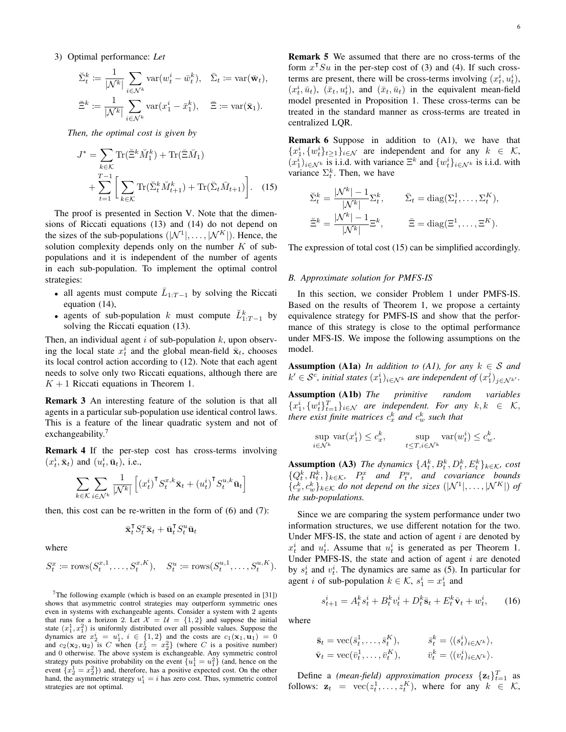3) Optimal performance: *Let*

$$\breve{\Sigma}^k_t := \frac{1}{|\mathcal{N}^k|} \sum_{i \in \mathcal{N}^k} \text{var}(w^i_t - \bar{w}^k_t), \quad \bar{\Sigma}_t := \text{var}(\bar{\mathbf{w}}_t),$$
$$\breve{\Xi}^k := \frac{1}{|\mathcal{N}^k|} \sum_{i \in \mathcal{N}^k} \text{var}(x^i_1 - \bar{x}^k_1), \quad \bar{\Xi} := \text{var}(\bar{\mathbf{x}}_1).$$

*Then, the optimal cost is given by*

$$J^* = \sum_{k \in \mathcal{K}} \text{Tr}(\breve{\Xi}^k \breve{M}^k_1) + \text{Tr}(\bar{\Xi} \bar{M}_1) + \sum_{t=1}^{T-1} \bigg[ \sum_{k \in \mathcal{K}} \text{Tr}(\breve{\Sigma}^k_t \breve{M}^k_{t+1}) + \text{Tr}(\bar{\Sigma}_t \bar{M}_{t+1}) \bigg]. \quad (15)$$

The proof is presented in Section V. Note that the dimensions of Riccati equations (13) and (14) do not depend on the sizes of the sub-populations ($|\mathcal{N}^1|, \dots, |\mathcal{N}^K|$). Hence, the solution complexity depends only on the number $K$ of sub-populations and it is independent of the number of agents in each sub-population. To implement the optimal control strategies:

- all agents must compute $\bar{L}_{1:T-1}$ by solving the Riccati equation (14),
- agents of sub-population $k$ must compute $\breve{L}^k_{1:T-1}$ by solving the Riccati equation (13).

Then, an individual agent $i$ of sub-population $k$, upon observing the local state $x^i_t$ and the global mean-field $\bar{\mathbf{x}}_t$, chooses its local control action according to (12). Note that each agent needs to solve only two Riccati equations, although there are $K+1$ Riccati equations in Theorem 1.

**Remark 3** An interesting feature of the solution is that all agents in a particular sub-population use identical control laws. This is a feature of the linear quadratic system and not of exchangeability.[7]

**Remark 4** If the per-step cost has cross-terms involving $(x^i_t, \bar{\mathbf{x}}_t)$ and $(u^i_t, \bar{\mathbf{u}}_t)$, i.e.,

$$\sum_{k \in \mathcal{K}} \sum_{i \in \mathcal{N}^k} \frac{1}{|\mathcal{N}^k|} \Big[ (x^i_t)^\intercal S^{x,k}_t \bar{\mathbf{x}}_t + (u^i_t)^\intercal S^{u,k}_t \bar{\mathbf{u}}_t \Big]$$

then, this cost can be re-written in the form of (6) and (7):

$$\bar{\mathbf{x}}_t^\intercal S^x_t \bar{\mathbf{x}}_t + \bar{\mathbf{u}}_t^\intercal S^u_t \bar{\mathbf{u}}_t$$

where

$$S^x_t := \text{rows}(S^{x,1}_t, \dots, S^{x,K}_t), \quad S^u_t := \text{rows}(S^{u,1}_t, \dots, S^{u,K}_t).$$

**Remark 5** We assumed that there are no cross-terms of the form $x^\intercal S u$ in the per-step cost of (3) and (4). If such cross-terms are present, there will be cross-terms involving $(x^i_t, u^i_t)$, $(x^i_t, \bar{u}_t)$, $(\bar{x}_t, u^i_t)$, and $(\bar{x}_t, \bar{u}_t)$ in the equivalent mean-field model presented in Proposition 1. These cross-terms can be treated in the standard manner as cross-terms are treated in centralized LQR.

**Remark 6** Suppose in addition to (A1), we have that $\{x^i_1, \{w^i_t\}_{t \ge 1}\}_{i \in \mathcal{N}}$ are independent and for any $k \in \mathcal{K}$, $(x^i_1)_{i \in \mathcal{N}^k}$ is i.i.d. with variance $\Xi^k$ and $\{w^i_t\}_{i \in \mathcal{N}^k}$ is i.i.d. with variance $\Sigma^k_t$. Then, we have

$$\breve{\Sigma}^k_t = \frac{|\mathcal{N}^k| - 1}{|\mathcal{N}^k|} \Sigma^k_t, \qquad \bar{\Sigma}_t = \text{diag}(\Sigma^1_t, \dots, \Sigma^K_t),$$
$$\breve{\Xi}^k = \frac{|\mathcal{N}^k| - 1}{|\mathcal{N}^k|} \Xi^k, \qquad \bar{\Xi} = \text{diag}(\Xi^1, \dots, \Xi^K).$$

The expression of total cost (15) can be simplified accordingly.

### *B. Approximate solution for PMFS-IS*

In this section, we consider Problem 1 under PMFS-IS. Based on the results of Theorem 1, we propose a certainty equivalence strategy for PMFS-IS and show that the performance of this strategy is close to the optimal performance under MFS-IS. We impose the following assumptions on the model.

**Assumption (A1a)** *In addition to (A1), for any $k \in \mathcal{S}$ and $k' \in \mathcal{S}^c$, initial states $(x^i_1)_{i \in \mathcal{N}^k}$ are independent of $(x^j_1)_{j \in \mathcal{N}^{k'}}$.*

**Assumption (A1b)** *The primitive random variables $\{x^i_1, \{w^i_t\}_{t=1}^T\}_{i \in \mathcal{N}}$ are independent. For any $k, k \in \mathcal{K}$, there exist finite matrices $c^k_x$ and $c^k_w$ such that*

$$\sup_{i \in \mathcal{N}^k} \text{var}(x^i_1) \le c^k_x, \qquad \sup_{t \le T, i \in \mathcal{N}^k} \text{var}(w^i_t) \le c^k_w.$$

**Assumption (A3)** *The dynamics $\{A^k_t, B^k_t, D^k_t, E^k_t\}_{k \in \mathcal{K}}$, cost $\{Q^k_t, R^k_t, \}_{k \in \mathcal{K}}$, $P^x_t$ and $P^u_t$, and covariance bounds $\{c^k_x, c^k_w\}_{k \in \mathcal{K}}$ do not depend on the sizes $(|\mathcal{N}^1|, \dots, |\mathcal{N}^K|)$ of the sub-populations.*

Since we are comparing the system performance under two information structures, we use different notation for the two. Under MFS-IS, the state and action of agent $i$ are denoted by $x^i_t$ and $u^i_t$. Assume that $u^i_t$ is generated as per Theorem 1. Under PMFS-IS, the state and action of agent $i$ are denoted by $s^i_t$ and $v^i_t$. The dynamics are same as (5). In particular for agent $i$ of sub-population $k \in \mathcal{K}$, $s^i_1 = x^i_1$ and

$$s^i_{t+1} = A^k_t s^i_t + B^k_t v^i_t + D^k_t \bar{\mathbf{s}}_t + E^k_t \bar{\mathbf{v}}_t + w^i_t, \quad (16)$$

where

$$\bar{\mathbf{s}}_t = \text{vec}(\bar{s}^1_t, \dots, \bar{s}^K_t), \qquad \bar{s}^k_t = \langle (s^i_t)_{i \in \mathcal{N}^k} \rangle,$$
$$\bar{\mathbf{v}}_t = \text{vec}(\bar{v}^1_t, \dots, \bar{v}^K_t), \qquad \bar{v}^k_t = \langle (v^i_t)_{i \in \mathcal{N}^k} \rangle.$$

Define a *(mean-field) approximation process* $\{\mathbf{z}_t\}_{t=1}^T$ as follows: $\mathbf{z}_t = \text{vec}(z^1_t, \dots, z^K_t)$, where for any $k \in \mathcal{K}$,

[7] The following example (which is based on an example presented in [31]) shows that asymmetric control strategies may outperform symmetric ones even in systems with exchangeable agents. Consider a system with 2 agents that runs for a horizon 2. Let $\mathcal{X} = \mathcal{U} = \{1, 2\}$ and suppose the initial state $(x^1_1, x^2_1)$ is uniformly distributed over all possible values. Suppose the dynamics are $x^i_2 = u^i_1$, $i \in \{1, 2\}$ and the costs are $c_1(\mathbf{x}_1, \mathbf{u}_1) = 0$ and $c_2(\mathbf{x}_2, \mathbf{u}_2)$ is $C$ when $\{x^1_2 = x^2_2\}$ (where $C$ is a positive number) and 0 otherwise. The above system is exchangeable. Any symmetric control strategy puts positive probability on the event $\{u^1_1 = u^2_1\}$ (and, hence on the event $\{x^1_2 = x^2_2\}$) and, therefore, has a positive expected cost. On the other hand, the asymmetric strategy $u^i_1 = i$ has zero cost. Thus, symmetric control strategies are not optimal.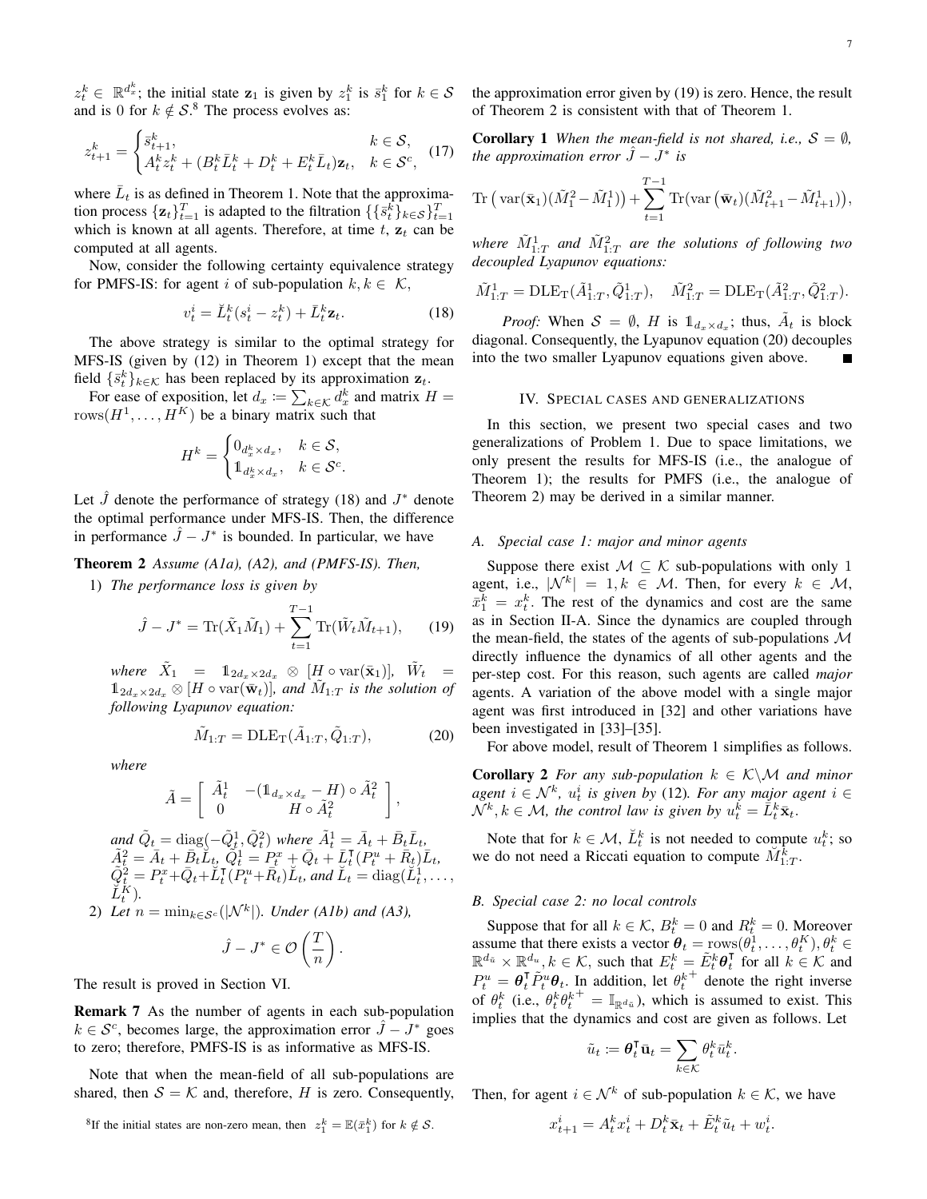$z_t^k \in \mathbb{R}^{d_x^k}$; the initial state $\mathbf{z}_1$ is given by $z_1^k$ is $\bar{s}_1^k$ for $k \in \mathcal{S}$ and is 0 for $k \notin \mathcal{S}$.[8] The process evolves as:

$$z_{t+1}^k = \begin{cases} \bar{s}_{t+1}^k, & k \in \mathcal{S}, \\ A_t^k z_t^k + (B_t^k \bar{L}_t^k + D_t^k + E_t^k \bar{L}_t)\mathbf{z}_t, & k \in \mathcal{S}^c, \end{cases} \quad (17)$$

where $\bar{L}_t$ is as defined in Theorem 1. Note that the approximation process $\{\mathbf{z}_t\}_{t=1}^T$ is adapted to the filtration $\{\{\bar{s}_t^k\}_{k\in\mathcal{S}}\}_{t=1}^T$ which is known at all agents. Therefore, at time $t$, $\mathbf{z}_t$ can be computed at all agents.

Now, consider the following certainty equivalence strategy for PMFS-IS: for agent $i$ of sub-population $k, k \in \mathcal{K}$,

$$v_t^i = \breve{L}_t^k (s_t^i - z_t^k) + \bar{L}_t^k \mathbf{z}_t. \quad (18)$$

The above strategy is similar to the optimal strategy for MFS-IS (given by (12) in Theorem 1) except that the mean field $\{\bar{s}_t^k\}_{k\in\mathcal{K}}$ has been replaced by its approximation $\mathbf{z}_t$.

For ease of exposition, let $d_x := \sum_{k\in\mathcal{K}} d_x^k$ and matrix $H = \text{rows}(H^1, \ldots, H^K)$ be a binary matrix such that

$$H^k = \begin{cases} 0_{d_x^k \times d_x}, & k \in \mathcal{S}, \\ \mathbb{1}_{d_x^k \times d_x}, & k \in \mathcal{S}^c. \end{cases}$$

Let $\hat{J}$ denote the performance of strategy (18) and $J^*$ denote the optimal performance under MFS-IS. Then, the difference in performance $\hat{J} - J^*$ is bounded. In particular, we have

**Theorem 2** *Assume (A1a), (A2), and (PMFS-IS). Then,*

1) *The performance loss is given by*

$$\hat{J} - J^* = \text{Tr}(\tilde{X}_1 \tilde{M}_1) + \sum_{t=1}^{T-1} \text{Tr}(\tilde{W}_t \tilde{M}_{t+1}), \quad (19)$$

*where $\tilde{X}_1 = \mathbb{1}_{2d_x \times 2d_x} \otimes [H \circ \text{var}(\bar{\mathbf{x}}_1)]$, $\tilde{W}_t = \mathbb{1}_{2d_x \times 2d_x} \otimes [H \circ \text{var}(\bar{\mathbf{w}}_t)]$, and $\tilde{M}_{1:T}$ is the solution of following Lyapunov equation:*

$$\tilde{M}_{1:T} = \text{DLE}_\text{T}(\tilde{A}_{1:T}, \tilde{Q}_{1:T}), \quad (20)$$

*where*

$$\tilde{A} = \begin{bmatrix} \tilde{A}_t^1 & -(\mathbb{1}_{d_x \times d_x} - H) \circ \tilde{A}_t^2 \\ 0 & H \circ \tilde{A}_t^2 \end{bmatrix},$$

*and $\tilde{Q}_t = \text{diag}(-\tilde{Q}_t^1, \tilde{Q}_t^2)$ where $\tilde{A}_t^1 = \bar{A}_t + \bar{B}_t \bar{L}_t$, $\tilde{A}_t^2 = \bar{A}_t + \bar{B}_t \breve{L}_t$, $\tilde{Q}_t^1 = P_t^x + \bar{Q}_t + \bar{L}_t^\intercal (P_t^u + \bar{R}_t)\bar{L}_t$, $\tilde{Q}_t^2 = P_t^x + \bar{Q}_t + \breve{L}_t^\intercal (P_t^u + \bar{R}_t)\breve{L}_t$, and $\breve{L}_t = \text{diag}(\breve{L}_t^1, \ldots, \breve{L}_t^K)$.*

2) *Let $n = \min_{k\in\mathcal{S}^c}(|\mathcal{N}^k|)$. Under (A1b) and (A3),*

$$\hat{J} - J^* \in \mathcal{O}\left(\frac{T}{n}\right).$$

The result is proved in Section VI.

**Remark 7** As the number of agents in each sub-population $k \in \mathcal{S}^c$, becomes large, the approximation error $\hat{J} - J^*$ goes to zero; therefore, PMFS-IS is as informative as MFS-IS.

Note that when the mean-field of all sub-populations are shared, then $\mathcal{S} = \mathcal{K}$ and, therefore, $H$ is zero. Consequently, the approximation error given by (19) is zero. Hence, the result of Theorem 2 is consistent with that of Theorem 1.

**Corollary 1** *When the mean-field is not shared, i.e., $\mathcal{S} = \emptyset$, the approximation error $\hat{J} - J^*$ is*

$$\text{Tr}\left(\text{var}(\bar{\mathbf{x}}_1)(\tilde{M}_1^2 - \tilde{M}_1^1)\right) + \sum_{t=1}^{T-1} \text{Tr}(\text{var}\left(\bar{\mathbf{w}}_t\right)(\tilde{M}_{t+1}^2 - \tilde{M}_{t+1}^1)),$$

*where $\tilde{M}_{1:T}^1$ and $\tilde{M}_{1:T}^2$ are the solutions of following two decoupled Lyapunov equations:*

$$\tilde{M}_{1:T}^1 = \text{DLE}_\text{T}(\tilde{A}_{1:T}^1, \tilde{Q}_{1:T}^1), \quad \tilde{M}_{1:T}^2 = \text{DLE}_\text{T}(\tilde{A}_{1:T}^2, \tilde{Q}_{1:T}^2).$$

*Proof:* When $\mathcal{S} = \emptyset$, $H$ is $\mathbb{1}_{d_x \times d_x}$; thus, $\tilde{A}_t$ is block diagonal. Consequently, the Lyapunov equation (20) decouples into the two smaller Lyapunov equations given above. ∎

## IV. Special cases and generalizations

In this section, we present two special cases and two generalizations of Problem 1. Due to space limitations, we only present the results for MFS-IS (i.e., the analogue of Theorem 1); the results for PMFS (i.e., the analogue of Theorem 2) may be derived in a similar manner.

### A. Special case 1: major and minor agents

Suppose that there exist $\mathcal{M} \subseteq \mathcal{K}$ sub-populations with only 1 agent, i.e., $|\mathcal{N}^k| = 1, k \in \mathcal{M}$. Then, for every $k \in \mathcal{M}$, $\bar{x}_1^k = x_t^k$. The rest of the dynamics and cost are the same as in Section II-A. Since the dynamics are coupled through the mean-field, the states of the agents of sub-populations $\mathcal{M}$ directly influence the dynamics of all other agents and the per-step cost. For this reason, such agents are called *major* agents. A variation of the above model with a single major agent was first introduced in [32] and other variations have been investigated in [33]–[35].

For above model, result of Theorem 1 simplifies as follows.

**Corollary 2** *For any sub-population $k \in \mathcal{K}\backslash\mathcal{M}$ and minor agent $i \in \mathcal{N}^k$, $u_t^i$ is given by (12). For any major agent $i \in \mathcal{N}^k, k \in \mathcal{M}$, the control law is given by $u_t^k = \bar{L}_t^k \bar{\mathbf{x}}_t$.*

Note that for $k \in \mathcal{M}$, $\breve{L}_t^k$ is not needed to compute $u_t^k$; so we do not need a Riccati equation to compute $\breve{M}_{1:T}^k$.

### B. Special case 2: no local controls

Suppose that for all $k \in \mathcal{K}$, $B_t^k = 0$ and $R_t^k = 0$. Moreover assume that there exists a vector $\boldsymbol{\theta}_t = \text{rows}(\theta_t^1, \ldots, \theta_t^K), \theta_t^k \in \mathbb{R}^{d_{\tilde{u}}} \times \mathbb{R}^{d_u}, k \in \mathcal{K}$, such that $E_t^k = \tilde{E}_t^k \boldsymbol{\theta}_t^\intercal$ for all $k \in \mathcal{K}$ and $P_t^u = \boldsymbol{\theta}_t^\intercal \tilde{P}_t^u \boldsymbol{\theta}_t$. In addition, let $\theta_t^{k+}$ denote the right inverse of $\theta_t^k$ (i.e., $\theta_t^k \theta_t^{k+} = \mathbb{I}_{\mathbb{R}^{d_{\tilde{u}}}}$), which is assumed to exist. This implies that the dynamics and cost are given as follows. Let

$$\tilde{u}_t := \boldsymbol{\theta}_t^\intercal \bar{\mathbf{u}}_t = \sum_{k\in\mathcal{K}} \theta_t^k \bar{u}_t^k.$$

Then, for agent $i \in \mathcal{N}^k$ of sub-population $k \in \mathcal{K}$, we have

$$x_{t+1}^i = A_t^k x_t^i + D_t^k \bar{\mathbf{x}}_t + \tilde{E}_t^k \tilde{u}_t + w_t^i.$$

[8] If the initial states are non-zero mean, then $z_1^k = \mathbb{E}(\bar{x}_1^k)$ for $k \notin \mathcal{S}$.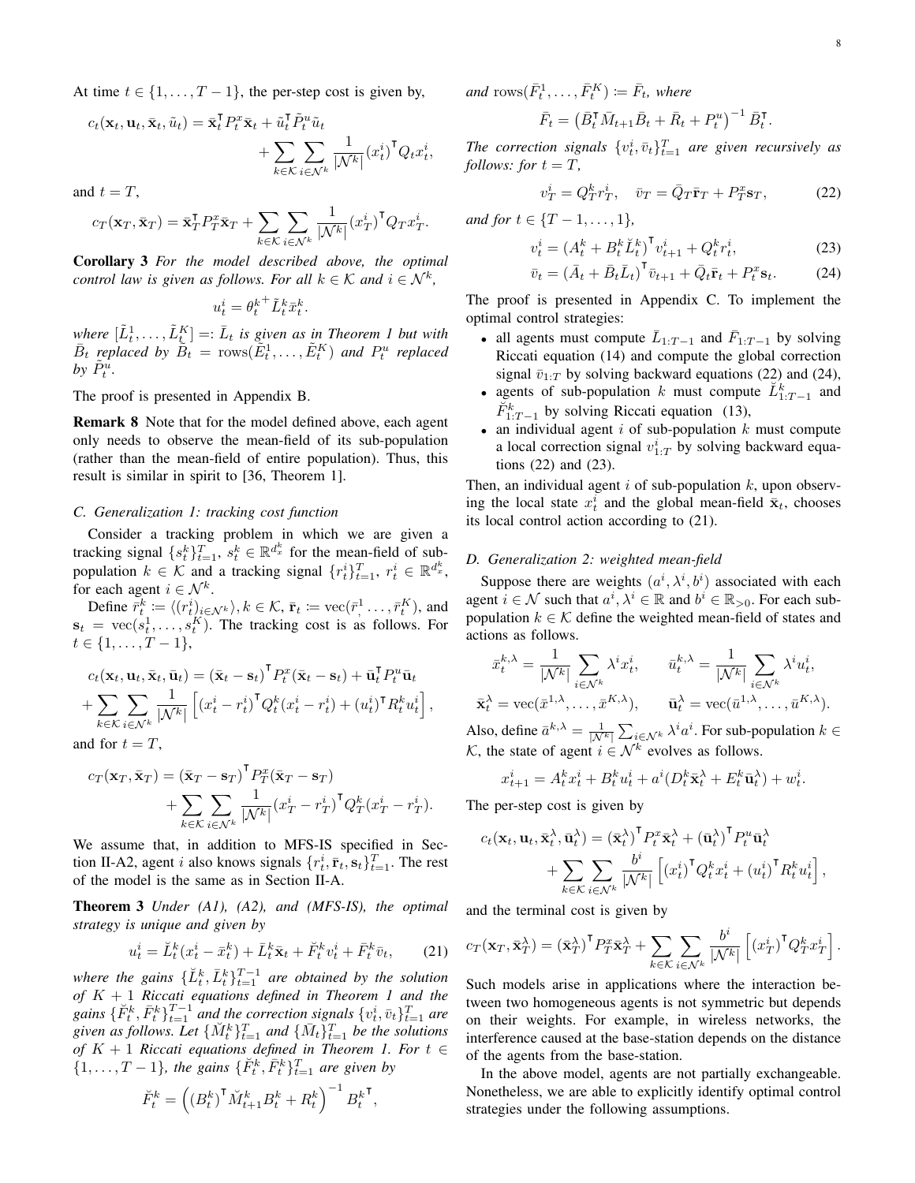At time $t \in \{1, \dots, T-1\}$, the per-step cost is given by,

$$c_t(\mathbf{x}_t, \mathbf{u}_t, \bar{\mathbf{x}}_t, \tilde{u}_t) = \bar{\mathbf{x}}_t^\intercal P_t^x \bar{\mathbf{x}}_t + \tilde{u}_t^\intercal \tilde{P}_t^u \tilde{u}_t + \sum_{k \in \mathcal{K}} \sum_{i \in \mathcal{N}^k} \frac{1}{|\mathcal{N}^k|} (x_t^i)^\intercal Q_t x_t^i,$$

and $t = T$,

$$c_T(\mathbf{x}_T, \bar{\mathbf{x}}_T) = \bar{\mathbf{x}}_T^\intercal P_T^x \bar{\mathbf{x}}_T + \sum_{k \in \mathcal{K}} \sum_{i \in \mathcal{N}^k} \frac{1}{|\mathcal{N}^k|} (x_T^i)^\intercal Q_T x_T^i.$$

**Corollary 3** *For the model described above, the optimal control law is given as follows. For all $k \in \mathcal{K}$ and $i \in \mathcal{N}^k$,*

$$u_t^i = \theta_t^{k+} \tilde{L}_t^k \bar{x}_t^k.$$

*where $[\tilde{L}_t^1, \dots, \tilde{L}_t^K] =: \bar{L}_t$ is given as in Theorem 1 but with $\bar{B}_t$ replaced by $\tilde{B}_t = \operatorname{rows}(\tilde{E}_t^1, \dots, \tilde{E}_t^K)$ and $P_t^u$ replaced by $\tilde{P}_t^u$.*

The proof is presented in Appendix B.

**Remark 8** Note that for the model defined above, each agent only needs to observe the mean-field of its sub-population (rather than the mean-field of entire population). Thus, this result is similar in spirit to [36, Theorem 1].

### C. Generalization 1: tracking cost function

Consider a tracking problem in which we are given a tracking signal $\{s_t^k\}_{t=1}^T$, $s_t^k \in \mathbb{R}^{d_x^k}$ for the mean-field of sub-population $k \in \mathcal{K}$ and a tracking signal $\{r_t^i\}_{t=1}^T$, $r_t^i \in \mathbb{R}^{d_x^k}$, for each agent $i \in \mathcal{N}^k$.

Define $\bar{r}_t^k \coloneqq \langle (r_t^i)_{i \in \mathcal{N}^k} \rangle, k \in \mathcal{K}$, $\bar{\mathbf{r}}_t \coloneqq \operatorname{vec}(\bar{r}_t^1, \dots, \bar{r}_t^K)$, and $\mathbf{s}_t = \operatorname{vec}(s_t^1, \dots, s_t^K)$. The tracking cost is as follows. For $t \in \{1, \dots, T-1\}$,

$$c_t(\mathbf{x}_t, \mathbf{u}_t, \bar{\mathbf{x}}_t, \bar{\mathbf{u}}_t) = (\bar{\mathbf{x}}_t - \mathbf{s}_t)^\intercal P_t^x (\bar{\mathbf{x}}_t - \mathbf{s}_t) + \bar{\mathbf{u}}_t^\intercal P_t^u \bar{\mathbf{u}}_t + \sum_{k \in \mathcal{K}} \sum_{i \in \mathcal{N}^k} \frac{1}{|\mathcal{N}^k|} \left[ (x_t^i - r_t^i)^\intercal Q_t^k (x_t^i - r_t^i) + (u_t^i)^\intercal R_t^k u_t^i \right],$$

and for $t = T$,

$$c_T(\mathbf{x}_T, \bar{\mathbf{x}}_T) = (\bar{\mathbf{x}}_T - \mathbf{s}_T)^\intercal P_T^x (\bar{\mathbf{x}}_T - \mathbf{s}_T) + \sum_{k \in \mathcal{K}} \sum_{i \in \mathcal{N}^k} \frac{1}{|\mathcal{N}^k|} (x_T^i - r_T^i)^\intercal Q_T^k (x_T^i - r_T^i).$$

We assume that, in addition to MFS-IS specified in Section II-A2, agent $i$ also knows signals $\{r_t^i, \bar{\mathbf{r}}_t, \mathbf{s}_t\}_{t=1}^T$. The rest of the model is the same as in Section II-A.

**Theorem 3** *Under (A1), (A2), and (MFS-IS), the optimal strategy is unique and given by*

$$u_t^i = \breve{L}_t^k (x_t^i - \bar{x}_t^k) + \bar{L}_t^k \bar{\mathbf{x}}_t + \breve{F}_t^k v_t^i + \bar{F}_t^k \bar{v}_t, \tag{21}$$

*where the gains $\{\breve{L}_t^k, \bar{L}_t^k\}_{t=1}^{T-1}$ are obtained by the solution of $K+1$ Riccati equations defined in Theorem 1 and the gains $\{\breve{F}_t^k, \bar{F}_t^k\}_{t=1}^{T-1}$ and the correction signals $\{v_t^i, \bar{v}_t\}_{t=1}^T$ are given as follows. Let $\{\breve{M}_t^k\}_{t=1}^T$ and $\{\bar{M}_t\}_{t=1}^T$ be the solutions of $K+1$ Riccati equations defined in Theorem 1. For $t \in \{1, \dots, T-1\}$, the gains $\{\breve{F}_t^k, \bar{F}_t^k\}_{t=1}^T$ are given by*

$$\breve{F}_t^k = \left( (B_t^k)^\intercal \breve{M}_{t+1}^k B_t^k + R_t^k \right)^{-1} B_t^{k\intercal},$$

*and $\operatorname{rows}(\bar{F}_t^1, \dots, \bar{F}_t^K) \coloneqq \bar{F}_t$, where*

$$\bar{F}_t = \left( \bar{B}_t^\intercal \bar{M}_{t+1} \bar{B}_t + \bar{R}_t + P_t^u \right)^{-1} \bar{B}_t^\intercal.$$

*The correction signals $\{v_t^i, \bar{v}_t\}_{t=1}^T$ are given recursively as follows: for $t = T$,*

$$v_T^i = Q_T^k r_T^i, \quad \bar{v}_T = \bar{Q}_T \bar{\mathbf{r}}_T + P_T^x \mathbf{s}_T, \tag{22}$$

*and for $t \in \{T-1, \dots, 1\}$,*

$$v_t^i = \left( A_t^k + B_t^k \breve{L}_t^k \right)^\intercal v_{t+1}^i + Q_t^k r_t^i, \tag{23}$$

$$\bar{v}_t = (\bar{A}_t + \bar{B}_t \bar{L}_t)^\intercal \bar{v}_{t+1} + \bar{Q}_t \bar{\mathbf{r}}_t + P_t^x \mathbf{s}_t. \tag{24}$$

The proof is presented in Appendix C. To implement the optimal control strategies:

- all agents must compute $\bar{L}_{1:T-1}$ and $\bar{F}_{1:T-1}$ by solving Riccati equation (14) and compute the global correction signal $\bar{v}_{1:T}$ by solving backward equations (22) and (24),
- agents of sub-population $k$ must compute $\breve{L}_{1:T-1}^k$ and $\breve{F}_{1:T-1}^k$ by solving Riccati equation (13),
- an individual agent $i$ of sub-population $k$ must compute a local correction signal $v_{1:T}^i$ by solving backward equations (22) and (23).

Then, an individual agent $i$ of sub-population $k$, upon observing the local state $x_t^i$ and the global mean-field $\bar{\mathbf{x}}_t$, chooses its local control action according to (21).

### D. Generalization 2: weighted mean-field

Suppose there are weights $(a^i, \lambda^i, b^i)$ associated with each agent $i \in \mathcal{N}$ such that $a^i, \lambda^i \in \mathbb{R}$ and $b^i \in \mathbb{R}_{>0}$. For each sub-population $k \in \mathcal{K}$ define the weighted mean-field of states and actions as follows.

$$\bar{x}_t^{k,\lambda} = \frac{1}{|\mathcal{N}^k|} \sum_{i \in \mathcal{N}^k} \lambda^i x_t^i, \qquad \bar{u}_t^{k,\lambda} = \frac{1}{|\mathcal{N}^k|} \sum_{i \in \mathcal{N}^k} \lambda^i u_t^i,$$

$$\bar{\mathbf{x}}_t^\lambda = \operatorname{vec}(\bar{x}^{1,\lambda}, \dots, \bar{x}^{K,\lambda}), \qquad \bar{\mathbf{u}}_t^\lambda = \operatorname{vec}(\bar{u}^{1,\lambda}, \dots, \bar{u}^{K,\lambda}).$$

Also, define $\bar{a}^{k,\lambda} = \frac{1}{|\mathcal{N}^k|} \sum_{i \in \mathcal{N}^k} \lambda^i a^i$. For sub-population $k \in \mathcal{K}$, the state of agent $i \in \mathcal{N}^k$ evolves as follows.

$$x_{t+1}^i = A_t^k x_t^i + B_t^k u_t^i + a^i (D_t^k \bar{\mathbf{x}}_t^\lambda + E_t^k \bar{\mathbf{u}}_t^\lambda) + w_t^i.$$

The per-step cost is given by

$$c_t(\mathbf{x}_t, \mathbf{u}_t, \bar{\mathbf{x}}_t^\lambda, \bar{\mathbf{u}}_t^\lambda) = (\bar{\mathbf{x}}_t^\lambda)^\intercal P_t^x \bar{\mathbf{x}}_t^\lambda + (\bar{\mathbf{u}}_t^\lambda)^\intercal P_t^u \bar{\mathbf{u}}_t^\lambda + \sum_{k \in \mathcal{K}} \sum_{i \in \mathcal{N}^k} \frac{b^i}{|\mathcal{N}^k|} \left[ (x_t^i)^\intercal Q_t^k x_t^i + (u_t^i)^\intercal R_t^k u_t^i \right],$$

and the terminal cost is given by

$$c_T(\mathbf{x}_T, \bar{\mathbf{x}}_T^\lambda) = (\bar{\mathbf{x}}_T^\lambda)^\intercal P_T^x \bar{\mathbf{x}}_T^\lambda + \sum_{k \in \mathcal{K}} \sum_{i \in \mathcal{N}^k} \frac{b^i}{|\mathcal{N}^k|} \left[ (x_T^i)^\intercal Q_T^k x_T^i \right].$$

Such models arise in applications where the interaction between two homogeneous agents is not symmetric but depends on their weights. For example, in wireless networks, the interference caused at the base-station depends on the distance of the agents from the base-station.

In the above model, agents are not partially exchangeable. Nonetheless, we are able to explicitly identify optimal control strategies under the following assumptions.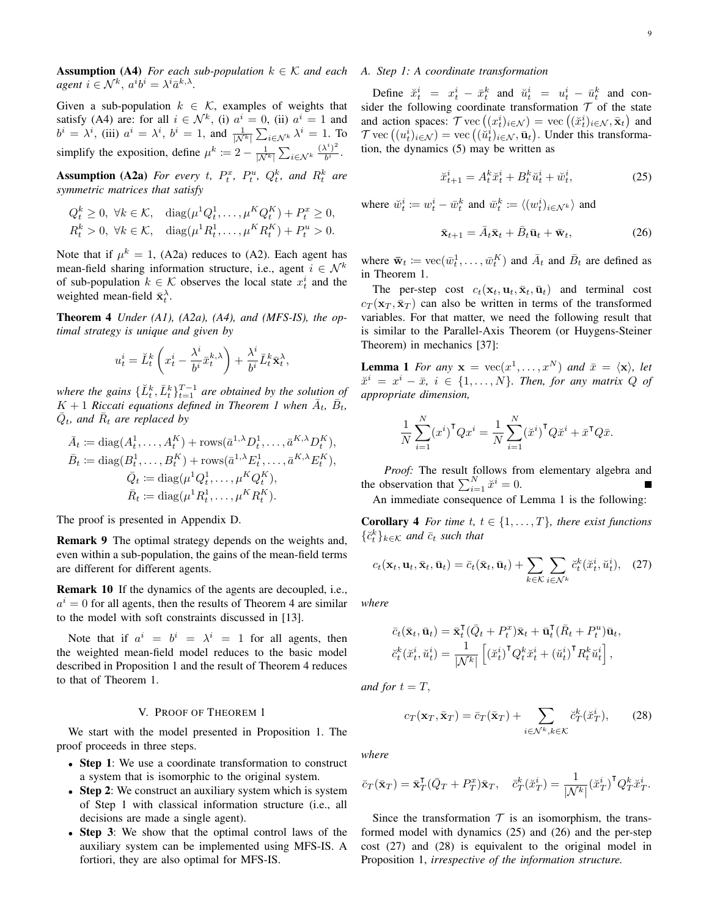**Assumption (A4)** *For each sub-population $k \in \mathcal{K}$ and each agent $i \in \mathcal{N}^k$, $a^i b^i = \lambda^i \bar{a}^{k,\lambda}$.*

Given a sub-population $k \in \mathcal{K}$, examples of weights that satisfy (A4) are: for all $i \in \mathcal{N}^k$, (i) $a^i = 0$, (ii) $a^i = 1$ and $b^i = \lambda^i$, (iii) $a^i = \lambda^i$, $b^i = 1$, and $\frac{1}{|\mathcal{N}^k|}\sum_{i \in \mathcal{N}^k} \lambda^i = 1$. To simplify the exposition, define $\mu^k := 2 - \frac{1}{|\mathcal{N}^k|}\sum_{i\in\mathcal{N}^k} \frac{(\lambda^i)^2}{b^i}$.

**Assumption (A2a)** *For every $t$, $P^x_t$, $P^u_t$, $Q^k_t$, and $R^k_t$ are symmetric matrices that satisfy*

$$
\begin{aligned}
Q^k_t &\geq 0,\ \forall k \in \mathcal{K}, \quad \operatorname{diag}(\mu^1 Q^1_t, \ldots, \mu^K Q^K_t) + P^x_t \geq 0,\\
R^k_t &> 0,\ \forall k \in \mathcal{K}, \quad \operatorname{diag}(\mu^1 R^1_t, \ldots, \mu^K R^K_t) + P^u_t > 0.
\end{aligned}
$$

Note that if $\mu^k = 1$, (A2a) reduces to (A2). Each agent has mean-field sharing information structure, i.e., agent $i \in \mathcal{N}^k$ of sub-population $k \in \mathcal{K}$ observes the local state $x^i_t$ and the weighted mean-field $\bar{\mathbf{x}}^\lambda_t$.

**Theorem 4** *Under (A1), (A2a), (A4), and (MFS-IS), the optimal strategy is unique and given by*

$$
u^i_t = \breve{L}^k_t\left(x^i_t - \frac{\lambda^i}{b^i}\bar{x}^{k,\lambda}_t\right) + \frac{\lambda^i}{b^i}\bar{L}^k_t \bar{\mathbf{x}}^\lambda_t,
$$

*where the gains $\{\breve{L}^k_t, \bar{L}^k_t\}_{t=1}^{T-1}$ are obtained by the solution of $K+1$ Riccati equations defined in Theorem 1 when $\bar{A}_t$, $\bar{B}_t$, $\bar{Q}_t$, and $\bar{R}_t$ are replaced by*

$$
\begin{aligned}
\bar{A}_t &:= \operatorname{diag}(A^1_t, \ldots, A^K_t) + \operatorname{rows}(\bar{a}^{1,\lambda} D^1_t, \ldots, \bar{a}^{K,\lambda} D^K_t),\\
\bar{B}_t &:= \operatorname{diag}(B^1_t, \ldots, B^K_t) + \operatorname{rows}(\bar{a}^{1,\lambda} E^1_t, \ldots, \bar{a}^{K,\lambda} E^K_t),\\
\bar{Q}_t &:= \operatorname{diag}(\mu^1 Q^1_t, \ldots, \mu^K Q^K_t),\\
\bar{R}_t &:= \operatorname{diag}(\mu^1 R^1_t, \ldots, \mu^K R^K_t).
\end{aligned}
$$

The proof is presented in Appendix D.

**Remark 9** The optimal strategy depends on the weights and, even within a sub-population, the gains of the mean-field terms are different for different agents.

**Remark 10** If the dynamics of the agents are decoupled, i.e., $a^i = 0$ for all agents, then the results of Theorem 4 are similar to the model with soft constraints discussed in [13].

Note that if $a^i = b^i = \lambda^i = 1$ for all agents, then the weighted mean-field model reduces to the basic model described in Proposition 1 and the result of Theorem 4 reduces to that of Theorem 1.

## V. Proof of Theorem 1

We start with the model presented in Proposition 1. The proof proceeds in three steps.

- **Step 1**: We use a coordinate transformation to construct a system that is isomorphic to the original system.
- **Step 2**: We construct an auxiliary system which is system of Step 1 with classical information structure (i.e., all decisions are made a single agent).
- **Step 3**: We show that the optimal control laws of the auxiliary system can be implemented using MFS-IS. A fortiori, they are also optimal for MFS-IS.

### A. Step 1: A coordinate transformation

Define $\breve{x}^i_t = x^i_t - \bar{x}^k_t$ and $\breve{u}^i_t = u^i_t - \bar{u}^k_t$ and consider the following coordinate transformation $\mathcal{T}$ of the state and action spaces: $\mathcal{T}\operatorname{vec}\big((x^i_t)_{i\in\mathcal{N}}\big) = \operatorname{vec}\big((\breve{x}^i_t)_{i\in\mathcal{N}}, \bar{\mathbf{x}}_t\big)$ and $\mathcal{T}\operatorname{vec}\big((u^i_t)_{i\in\mathcal{N}}\big) = \operatorname{vec}\big((\breve{u}^i_t)_{i\in\mathcal{N}}, \bar{\mathbf{u}}_t\big)$. Under this transformation, the dynamics (5) may be written as

$$
\breve{x}^i_{t+1} = A^k_t \breve{x}^i_t + B^k_t \breve{u}^i_t + \breve{w}^i_t, \tag{25}
$$

where $\breve{w}^i_t := w^i_t - \bar{w}^k_t$ and $\bar{w}^k_t := \langle (w^i_t)_{i\in\mathcal{N}^k}\rangle$ and

$$
\bar{\mathbf{x}}_{t+1} = \bar{A}_t \bar{\mathbf{x}}_t + \bar{B}_t \bar{\mathbf{u}}_t + \bar{\mathbf{w}}_t, \tag{26}
$$

where $\bar{\mathbf{w}}_t := \operatorname{vec}(\bar{w}^1_t, \ldots, \bar{w}^K_t)$ and $\bar{A}_t$ and $\bar{B}_t$ are defined as in Theorem 1.

The per-step cost $c_t(\mathbf{x}_t, \mathbf{u}_t, \bar{\mathbf{x}}_t, \bar{\mathbf{u}}_t)$ and terminal cost $c_T(\mathbf{x}_T, \bar{\mathbf{x}}_T)$ can also be written in terms of the transformed variables. For that matter, we need the following result that is similar to the Parallel-Axis Theorem (or Huygens-Steiner Theorem) in mechanics [37]:

**Lemma 1** *For any $\mathbf{x} = \operatorname{vec}(x^1, \ldots, x^N)$ and $\bar{x} = \langle \mathbf{x} \rangle$, let $\breve{x}^i = x^i - \bar{x}$, $i \in \{1, \ldots, N\}$. Then, for any matrix $Q$ of appropriate dimension,*

$$
\frac{1}{N}\sum_{i=1}^N (x^i)^\intercal Q x^i = \frac{1}{N}\sum_{i=1}^N (\breve{x}^i)^\intercal Q \breve{x}^i + \bar{x}^\intercal Q \bar{x}.
$$

*Proof:* The result follows from elementary algebra and the observation that $\sum_{i=1}^N \breve{x}^i = 0$. ■

An immediate consequence of Lemma 1 is the following:

**Corollary 4** *For time $t$, $t \in \{1, \ldots, T\}$, there exist functions $\{\breve{c}^k_t\}_{k\in\mathcal{K}}$ and $\bar{c}_t$ such that*

$$
c_t(\mathbf{x}_t, \mathbf{u}_t, \bar{\mathbf{x}}_t, \bar{\mathbf{u}}_t) = \bar{c}_t(\bar{\mathbf{x}}_t, \bar{\mathbf{u}}_t) + \sum_{k\in\mathcal{K}}\sum_{i\in\mathcal{N}^k} \breve{c}^k_t(\breve{x}^i_t, \breve{u}^i_t), \tag{27}
$$

*where*

$$
\begin{aligned}
\bar{c}_t(\bar{\mathbf{x}}_t, \bar{\mathbf{u}}_t) &= \bar{\mathbf{x}}_t^\intercal(\bar{Q}_t + P^x_t)\bar{\mathbf{x}}_t + \bar{\mathbf{u}}_t^\intercal(\bar{R}_t + P^u_t)\bar{\mathbf{u}}_t,\\
\breve{c}^k_t(\breve{x}^i_t, \breve{u}^i_t) &= \frac{1}{|\mathcal{N}^k|}\left[(\breve{x}^i_t)^\intercal Q^k_t \breve{x}^i_t + (\breve{u}^i_t)^\intercal R^k_t \breve{u}^i_t\right],
\end{aligned}
$$

*and for $t = T$,*

$$
c_T(\mathbf{x}_T, \bar{\mathbf{x}}_T) = \bar{c}_T(\bar{\mathbf{x}}_T) + \sum_{i\in\mathcal{N}^k, k\in\mathcal{K}} \breve{c}^k_T(\breve{x}^i_T), \tag{28}
$$

*where*

$$
\bar{c}_T(\bar{\mathbf{x}}_T) = \bar{\mathbf{x}}_T^\intercal(\bar{Q}_T + P^x_T)\bar{\mathbf{x}}_T, \quad \breve{c}^k_T(\breve{x}^i_T) = \frac{1}{|\mathcal{N}^k|}(\breve{x}^i_T)^\intercal Q^k_T \breve{x}^i_T.
$$

Since the transformation $\mathcal{T}$ is an isomorphism, the transformed model with dynamics (25) and (26) and the per-step cost (27) and (28) is equivalent to the original model in Proposition 1, *irrespective of the information structure.*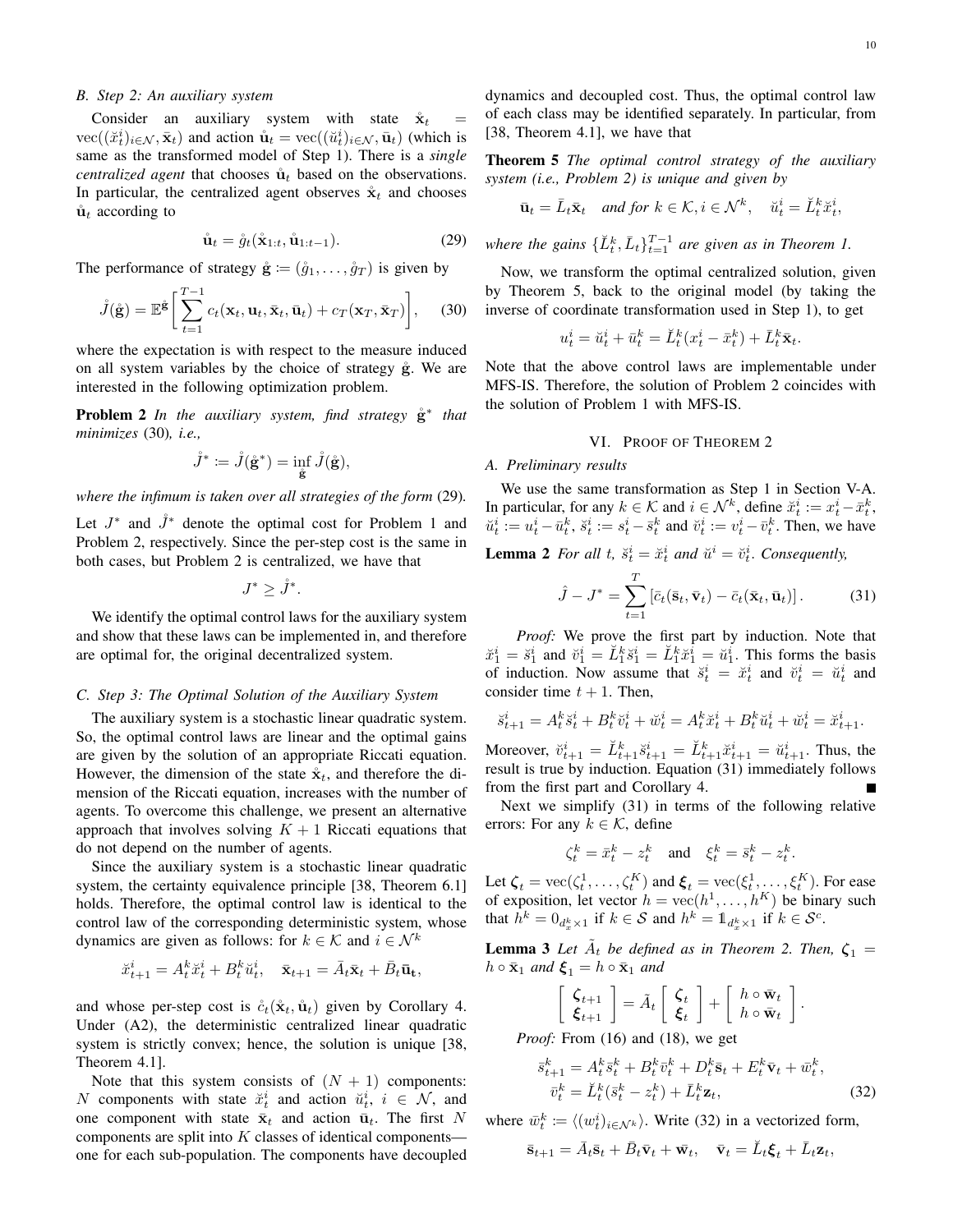### B. Step 2: An auxiliary system

Consider an auxiliary system with state $\mathring{\mathbf{x}}_t = \text{vec}((\breve{x}^i_t)_{i\in\mathcal{N}}, \bar{\mathbf{x}}_t)$ and action $\mathring{\mathbf{u}}_t = \text{vec}((\breve{u}^i_t)_{i\in\mathcal{N}}, \bar{\mathbf{u}}_t)$ (which is same as the transformed model of Step 1). There is a *single centralized agent* that chooses $\mathring{\mathbf{u}}_t$ based on the observations. In particular, the centralized agent observes $\mathring{\mathbf{x}}_t$ and chooses $\mathring{\mathbf{u}}_t$ according to

$$\mathring{\mathbf{u}}_t = \mathring{g}_t(\mathring{\mathbf{x}}_{1:t}, \mathring{\mathbf{u}}_{1:t-1}). \tag{29}$$

The performance of strategy $\mathring{\mathbf{g}} := (\mathring{g}_1, \dots, \mathring{g}_T)$ is given by

$$\mathring{J}(\mathring{\mathbf{g}}) = \mathbb{E}^{\mathring{\mathbf{g}}}\bigg[\sum_{t=1}^{T-1} c_t(\mathbf{x}_t, \mathbf{u}_t, \bar{\mathbf{x}}_t, \bar{\mathbf{u}}_t) + c_T(\mathbf{x}_T, \bar{\mathbf{x}}_T)\bigg], \tag{30}$$

where the expectation is with respect to the measure induced on all system variables by the choice of strategy $\mathring{\mathbf{g}}$. We are interested in the following optimization problem.

**Problem 2** *In the auxiliary system, find strategy $\mathring{\mathbf{g}}^*$ that minimizes* (30)*, i.e.,*

$$\mathring{J}^* := \mathring{J}(\mathring{\mathbf{g}}^*) = \inf_{\mathring{\mathbf{g}}} \mathring{J}(\mathring{\mathbf{g}}),$$

*where the infimum is taken over all strategies of the form* (29)*.*

Let $J^*$ and $\mathring{J}^*$ denote the optimal cost for Problem 1 and Problem 2, respectively. Since the per-step cost is the same in both cases, but Problem 2 is centralized, we have that

$$J^* \geq \mathring{J}^*.$$

We identify the optimal control laws for the auxiliary system and show that these laws can be implemented in, and therefore are optimal for, the original decentralized system.

### C. Step 3: The Optimal Solution of the Auxiliary System

The auxiliary system is a stochastic linear quadratic system. So, the optimal control laws are linear and the optimal gains are given by the solution of an appropriate Riccati equation. However, the dimension of the state $\mathring{\mathbf{x}}_t$, and therefore the dimension of the Riccati equation, increases with the number of agents. To overcome this challenge, we present an alternative approach that involves solving $K+1$ Riccati equations that do not depend on the number of agents.

Since the auxiliary system is a stochastic linear quadratic system, the certainty equivalence principle [38, Theorem 6.1] holds. Therefore, the optimal control law is identical to the control law of the corresponding deterministic system, whose dynamics are given as follows: for $k \in \mathcal{K}$ and $i \in \mathcal{N}^k$

$$\breve{x}^i_{t+1} = A^k_t \breve{x}^i_t + B^k_t \breve{u}^i_t, \quad \bar{\mathbf{x}}_{t+1} = \bar{A}_t \bar{\mathbf{x}}_t + \bar{B}_t \bar{\mathbf{u}}_t,$$

and whose per-step cost is $\mathring{c}_t(\mathring{\mathbf{x}}_t, \mathring{\mathbf{u}}_t)$ given by Corollary 4. Under (A2), the deterministic centralized linear quadratic system is strictly convex; hence, the solution is unique [38, Theorem 4.1].

Note that this system consists of $(N+1)$ components: $N$ components with state $\breve{x}^i_t$ and action $\breve{u}^i_t$, $i \in \mathcal{N}$, and one component with state $\bar{\mathbf{x}}_t$ and action $\bar{\mathbf{u}}_t$. The first $N$ components are split into $K$ classes of identical components—one for each sub-population. The components have decoupled dynamics and decoupled cost. Thus, the optimal control law of each class may be identified separately. In particular, from [38, Theorem 4.1], we have that

**Theorem 5** *The optimal control strategy of the auxiliary system (i.e., Problem 2) is unique and given by*

$$\bar{\mathbf{u}}_t = \bar{L}_t \bar{\mathbf{x}}_t \quad \textit{and for } k \in \mathcal{K}, i \in \mathcal{N}^k, \quad \breve{u}^i_t = \breve{L}^k_t \breve{x}^i_t,$$

*where the gains $\{\breve{L}^k_t, \bar{L}_t\}_{t=1}^{T-1}$ are given as in Theorem 1.*

Now, we transform the optimal centralized solution, given by Theorem 5, back to the original model (by taking the inverse of coordinate transformation used in Step 1), to get

$$u^i_t = \breve{u}^i_t + \bar{u}^k_t = \breve{L}^k_t(x^i_t - \bar{x}^k_t) + \bar{L}^k_t \bar{\mathbf{x}}_t.$$

Note that the above control laws are implementable under MFS-IS. Therefore, the solution of Problem 2 coincides with the solution of Problem 1 with MFS-IS.

## VI. Proof of Theorem 2

### A. Preliminary results

We use the same transformation as Step 1 in Section V-A. In particular, for any $k \in \mathcal{K}$ and $i \in \mathcal{N}^k$, define $\breve{x}^i_t := x^i_t - \bar{x}^k_t$, $\breve{u}^i_t := u^i_t - \bar{u}^k_t$, $\breve{s}^i_t := s^i_t - \bar{s}^k_t$ and $\breve{v}^i_t := v^i_t - \bar{v}^k_t$. Then, we have

**Lemma 2** *For all $t$, $\breve{s}^i_t = \breve{x}^i_t$ and $\breve{u}^i = \breve{v}^i_t$. Consequently,*

$$\hat{J} - J^* = \sum_{t=1}^{T} \left[\bar{c}_t(\bar{\mathbf{s}}_t, \bar{\mathbf{v}}_t) - \bar{c}_t(\bar{\mathbf{x}}_t, \bar{\mathbf{u}}_t)\right]. \tag{31}$$

*Proof:* We prove the first part by induction. Note that $\breve{x}^i_1 = \breve{s}^i_1$ and $\breve{v}^i_1 = \breve{L}^k_1 \breve{s}^i_1 = \breve{L}^k_1 \breve{x}^i_1 = \breve{u}^i_1$. This forms the basis of induction. Now assume that $\breve{s}^i_t = \breve{x}^i_t$ and $\breve{v}^i_t = \breve{u}^i_t$ and consider time $t+1$. Then,

$$\breve{s}^i_{t+1} = A^k_t \breve{s}^i_t + B^k_t \breve{v}^i_t + \breve{w}^i_t = A^k_t \breve{x}^i_t + B^k_t \breve{u}^i_t + \breve{w}^i_t = \breve{x}^i_{t+1}.$$

Moreover, $\breve{v}^i_{t+1} = \breve{L}^k_{t+1}\breve{s}^i_{t+1} = \breve{L}^k_{t+1}\breve{x}^i_{t+1} = \breve{u}^i_{t+1}$. Thus, the result is true by induction. Equation (31) immediately follows from the first part and Corollary 4. ∎

Next we simplify (31) in terms of the following relative errors: For any $k \in \mathcal{K}$, define

$$\zeta^k_t = \bar{x}^k_t - z^k_t \quad \text{and} \quad \xi^k_t = \bar{s}^k_t - z^k_t.$$

Let $\boldsymbol{\zeta}_t = \text{vec}(\zeta^1_t, \dots, \zeta^K_t)$ and $\boldsymbol{\xi}_t = \text{vec}(\xi^1_t, \dots, \xi^K_t)$. For ease of exposition, let vector $h = \text{vec}(h^1, \dots, h^K)$ be binary such that $h^k = 0_{d^k_x \times 1}$ if $k \in \mathcal{S}$ and $h^k = \mathbb{1}_{d^k_x \times 1}$ if $k \in \mathcal{S}^c$.

**Lemma 3** *Let $\tilde{A}_t$ be defined as in Theorem 2. Then, $\boldsymbol{\zeta}_1 = h \circ \bar{\mathbf{x}}_1$ and $\boldsymbol{\xi}_1 = h \circ \bar{\mathbf{x}}_1$ and*

$$\begin{bmatrix} \boldsymbol{\zeta}_{t+1} \\ \boldsymbol{\xi}_{t+1} \end{bmatrix} = \tilde{A}_t \begin{bmatrix} \boldsymbol{\zeta}_t \\ \boldsymbol{\xi}_t \end{bmatrix} + \begin{bmatrix} h \circ \bar{\mathbf{w}}_t \\ h \circ \bar{\mathbf{w}}_t \end{bmatrix}.$$

*Proof:* From (16) and (18), we get

$$\begin{aligned} \bar{s}^k_{t+1} &= A^k_t \bar{s}^k_t + B^k_t \bar{v}^k_t + D^k_t \bar{\mathbf{s}}_t + E^k_t \bar{\mathbf{v}}_t + \bar{w}^k_t, \\ \bar{v}^k_t &= \breve{L}^k_t(\bar{s}^k_t - z^k_t) + \bar{L}^k_t \mathbf{z}_t, \end{aligned} \tag{32}$$

where $\bar{w}^k_t := \langle (w^i_t)_{i\in\mathcal{N}^k} \rangle$. Write (32) in a vectorized form,

$$\bar{\mathbf{s}}_{t+1} = \bar{A}_t \bar{\mathbf{s}}_t + \bar{B}_t \bar{\mathbf{v}}_t + \bar{\mathbf{w}}_t, \quad \bar{\mathbf{v}}_t = \breve{L}_t \boldsymbol{\xi}_t + \bar{L}_t \mathbf{z}_t,$$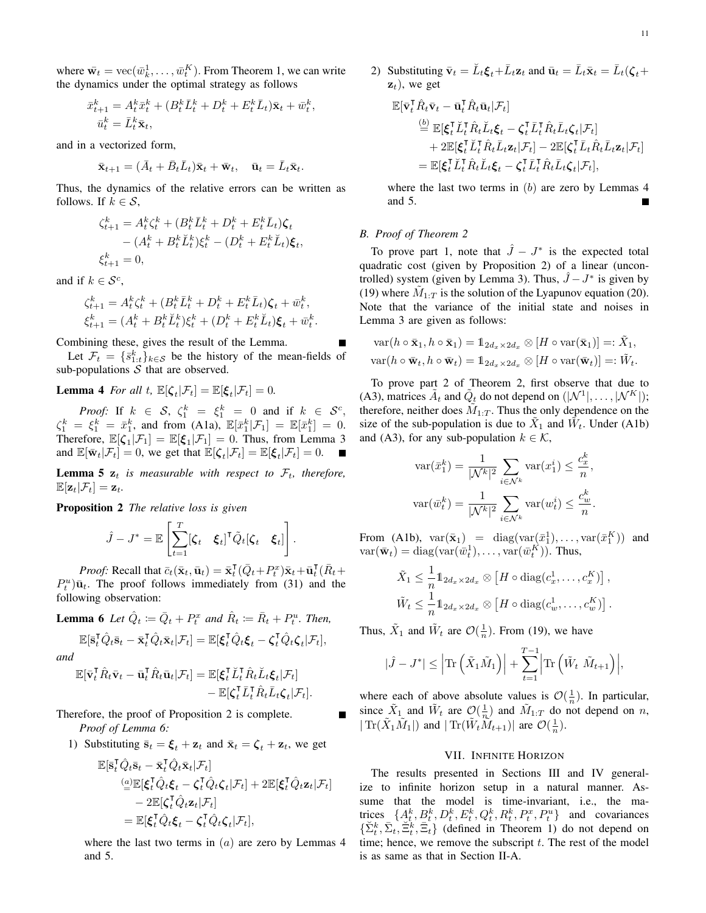where $\bar{\mathbf{w}}_t = \text{vec}(\bar{w}_k^1, \dots, \bar{w}_t^K)$. From Theorem 1, we can write the dynamics under the optimal strategy as follows

$$\bar{x}_{t+1}^k = A_t^k \bar{x}_t^k + (B_t^k \bar{L}_t^k + D_t^k + E_t^k \bar{L}_t)\bar{\mathbf{x}}_t + \bar{w}_t^k,$$
$$\bar{u}_t^k = \bar{L}_t^k \bar{\mathbf{x}}_t,$$

and in a vectorized form,

$$\bar{\mathbf{x}}_{t+1} = (\bar{A}_t + \bar{B}_t \bar{L}_t)\bar{\mathbf{x}}_t + \bar{\mathbf{w}}_t, \quad \bar{\mathbf{u}}_t = \bar{L}_t \bar{\mathbf{x}}_t.$$

Thus, the dynamics of the relative errors can be written as follows. If $k \in \mathcal{S}$,

$$\zeta_{t+1}^k = A_t^k \zeta_t^k + (B_t^k \bar{L}_t^k + D_t^k + E_t^k \bar{L}_t)\boldsymbol{\zeta}_t - (A_t^k + B_t^k \breve{L}_t^k)\xi_t^k - (D_t^k + E_t^k \breve{L}_t)\boldsymbol{\xi}_t,$$
$$\xi_{t+1}^k = 0,$$

and if $k \in \mathcal{S}^c$,

$$\zeta_{t+1}^k = A_t^k \zeta_t^k + (B_t^k \bar{L}_t^k + D_t^k + E_t^k \bar{L}_t)\boldsymbol{\zeta}_t + \bar{w}_t^k,$$
$$\xi_{t+1}^k = (A_t^k + B_t^k \breve{L}_t^k)\xi_t^k + (D_t^k + E_t^k \breve{L}_t)\boldsymbol{\xi}_t + \bar{w}_t^k.$$

Combining these, gives the result of the Lemma. ∎

Let $\mathcal{F}_t = \{\bar{s}_{1:t}^k\}_{k \in \mathcal{S}}$ be the history of the mean-fields of sub-populations $\mathcal{S}$ that are observed.

**Lemma 4** *For all t, $\mathbb{E}[\boldsymbol{\zeta}_t|\mathcal{F}_t] = \mathbb{E}[\boldsymbol{\xi}_t|\mathcal{F}_t] = 0$.*

*Proof:* If $k \in \mathcal{S}$, $\zeta_1^k = \xi_1^k = 0$ and if $k \in \mathcal{S}^c$, $\zeta_1^k = \xi_1^k = \bar{x}_1^k$, and from (A1a), $\mathbb{E}[\bar{x}_1^k|\mathcal{F}_1] = \mathbb{E}[\bar{x}_1^k] = 0$. Therefore, $\mathbb{E}[\boldsymbol{\zeta}_1|\mathcal{F}_1] = \mathbb{E}[\boldsymbol{\xi}_1|\mathcal{F}_1] = 0$. Thus, from Lemma 3 and $\mathbb{E}[\bar{\mathbf{w}}_t|\mathcal{F}_t] = 0$, we get that $\mathbb{E}[\boldsymbol{\zeta}_t|\mathcal{F}_t] = \mathbb{E}[\boldsymbol{\xi}_t|\mathcal{F}_t] = 0$. ∎

**Lemma 5** *$\mathbf{z}_t$ is measurable with respect to $\mathcal{F}_t$, therefore, $\mathbb{E}[\mathbf{z}_t|\mathcal{F}_t] = \mathbf{z}_t$.*

**Proposition 2** *The relative loss is given*

$$\hat{J} - J^* = \mathbb{E}\left[\sum_{t=1}^{T} [\boldsymbol{\zeta}_t \quad \boldsymbol{\xi}_t]^\intercal \tilde{Q}_t [\boldsymbol{\zeta}_t \quad \boldsymbol{\xi}_t]\right].$$

*Proof:* Recall that $\bar{c}_t(\bar{\mathbf{x}}_t, \bar{\mathbf{u}}_t) = \bar{\mathbf{x}}_t^\intercal(\bar{Q}_t + P_t^x)\bar{\mathbf{x}}_t + \bar{\mathbf{u}}_t^\intercal(\bar{R}_t + P_t^u)\bar{\mathbf{u}}_t$. The proof follows immediately from (31) and the following observation:

**Lemma 6** *Let $\hat{Q}_t := \bar{Q}_t + P_t^x$ and $\hat{R}_t := \bar{R}_t + P_t^u$. Then,*

$$\mathbb{E}[\bar{\mathbf{s}}_t^\intercal \hat{Q}_t \bar{\mathbf{s}}_t - \bar{\mathbf{x}}_t^\intercal \hat{Q}_t \bar{\mathbf{x}}_t|\mathcal{F}_t] = \mathbb{E}[\boldsymbol{\xi}_t^\intercal \hat{Q}_t \boldsymbol{\xi}_t - \boldsymbol{\zeta}_t^\intercal \hat{Q}_t \boldsymbol{\zeta}_t|\mathcal{F}_t],$$

*and*

$$\mathbb{E}[\bar{\mathbf{v}}_t^\intercal \hat{R}_t \bar{\mathbf{v}}_t - \bar{\mathbf{u}}_t^\intercal \hat{R}_t \bar{\mathbf{u}}_t|\mathcal{F}_t] = \mathbb{E}[\boldsymbol{\xi}_t^\intercal \breve{L}_t^\intercal \hat{R}_t \breve{L}_t \boldsymbol{\xi}_t|\mathcal{F}_t] - \mathbb{E}[\boldsymbol{\zeta}_t^\intercal \bar{L}_t^\intercal \hat{R}_t \bar{L}_t \boldsymbol{\zeta}_t|\mathcal{F}_t].$$

Therefore, the proof of Proposition 2 is complete. ∎

*Proof of Lemma 6:*

1) Substituting $\bar{\mathbf{s}}_t = \boldsymbol{\xi}_t + \mathbf{z}_t$ and $\bar{\mathbf{x}}_t = \boldsymbol{\zeta}_t + \mathbf{z}_t$, we get

$$\begin{aligned}
&\mathbb{E}[\bar{\mathbf{s}}_t^\intercal \hat{Q}_t \bar{\mathbf{s}}_t - \bar{\mathbf{x}}_t^\intercal \hat{Q}_t \bar{\mathbf{x}}_t|\mathcal{F}_t] \\
&\overset{(a)}{=} \mathbb{E}[\boldsymbol{\xi}_t^\intercal \hat{Q}_t \boldsymbol{\xi}_t - \boldsymbol{\zeta}_t^\intercal \hat{Q}_t \boldsymbol{\zeta}_t|\mathcal{F}_t] + 2\mathbb{E}[\boldsymbol{\xi}_t^\intercal \hat{Q}_t \mathbf{z}_t|\mathcal{F}_t] \\
&\quad - 2\mathbb{E}[\boldsymbol{\zeta}_t^\intercal \hat{Q}_t \mathbf{z}_t|\mathcal{F}_t] \\
&= \mathbb{E}[\boldsymbol{\xi}_t^\intercal \hat{Q}_t \boldsymbol{\xi}_t - \boldsymbol{\zeta}_t^\intercal \hat{Q}_t \boldsymbol{\zeta}_t|\mathcal{F}_t],
\end{aligned}$$

where the last two terms in $(a)$ are zero by Lemmas 4 and 5.

2) Substituting $\bar{\mathbf{v}}_t = \breve{L}_t \boldsymbol{\xi}_t + \bar{L}_t \mathbf{z}_t$ and $\bar{\mathbf{u}}_t = \bar{L}_t \bar{\mathbf{x}}_t = \bar{L}_t(\boldsymbol{\zeta}_t + \mathbf{z}_t)$, we get

$$\begin{aligned}
&\mathbb{E}[\bar{\mathbf{v}}_t^\intercal \hat{R}_t \bar{\mathbf{v}}_t - \bar{\mathbf{u}}_t^\intercal \hat{R}_t \bar{\mathbf{u}}_t|\mathcal{F}_t] \\
&\overset{(b)}{=} \mathbb{E}[\boldsymbol{\xi}_t^\intercal \breve{L}_t^\intercal \hat{R}_t \breve{L}_t \boldsymbol{\xi}_t - \boldsymbol{\zeta}_t^\intercal \bar{L}_t^\intercal \hat{R}_t \bar{L}_t \boldsymbol{\zeta}_t|\mathcal{F}_t] \\
&\quad + 2\mathbb{E}[\boldsymbol{\xi}_t^\intercal \breve{L}_t^\intercal \hat{R}_t \bar{L}_t \mathbf{z}_t|\mathcal{F}_t] - 2\mathbb{E}[\boldsymbol{\zeta}_t^\intercal \bar{L}_t \hat{R}_t \bar{L}_t \mathbf{z}_t|\mathcal{F}_t] \\
&= \mathbb{E}[\boldsymbol{\xi}_t^\intercal \breve{L}_t^\intercal \hat{R}_t \breve{L}_t \boldsymbol{\xi}_t - \boldsymbol{\zeta}_t^\intercal \bar{L}_t^\intercal \hat{R}_t \bar{L}_t \boldsymbol{\zeta}_t|\mathcal{F}_t],
\end{aligned}$$

where the last two terms in $(b)$ are zero by Lemmas 4 and 5. ∎

### B. Proof of Theorem 2

To prove part 1, note that $\hat{J} - J^*$ is the expected total quadratic cost (given by Proposition 2) of a linear (uncontrolled) system (given by Lemma 3). Thus, $\hat{J} - J^*$ is given by (19) where $\tilde{M}_{1:T}$ is the solution of the Lyapunov equation (20). Note that the variance of the initial state and noises in Lemma 3 are given as follows:

$$\text{var}(h \circ \bar{\mathbf{x}}_1, h \circ \bar{\mathbf{x}}_1) = \mathbb{1}_{2d_x \times 2d_x} \otimes [H \circ \text{var}(\bar{\mathbf{x}}_1)] =: \tilde{X}_1,$$
$$\text{var}(h \circ \bar{\mathbf{w}}_t, h \circ \bar{\mathbf{w}}_t) = \mathbb{1}_{2d_x \times 2d_x} \otimes [H \circ \text{var}(\bar{\mathbf{w}}_t)] =: \tilde{W}_t.$$

To prove part 2 of Theorem 2, first observe that due to (A3), matrices $\tilde{A}_t$ and $\tilde{Q}_t$ do not depend on $(|\mathcal{N}^1|, \dots, |\mathcal{N}^K|)$; therefore, neither does $\tilde{M}_{1:T}$. Thus the only dependence on the size of the sub-population is due to $\tilde{X}_1$ and $\tilde{W}_t$. Under (A1b) and (A3), for any sub-population $k \in \mathcal{K}$,

$$\text{var}(\bar{x}_1^k) = \frac{1}{|\mathcal{N}^k|^2} \sum_{i \in \mathcal{N}^k} \text{var}(x_1^i) \leq \frac{c_x^k}{n},$$
$$\text{var}(\bar{w}_t^k) = \frac{1}{|\mathcal{N}^k|^2} \sum_{i \in \mathcal{N}^k} \text{var}(w_t^i) \leq \frac{c_w^k}{n}.$$

From (A1b), $\text{var}(\bar{\mathbf{x}}_1) = \text{diag}(\text{var}(\bar{x}_1^1), \dots, \text{var}(\bar{x}_1^K))$ and $\text{var}(\bar{\mathbf{w}}_t) = \text{diag}(\text{var}(\bar{w}_t^1), \dots, \text{var}(\bar{w}_t^K))$. Thus,

$$\tilde{X}_1 \leq \frac{1}{n} \mathbb{1}_{2d_x \times 2d_x} \otimes \left[H \circ \text{diag}(c_x^1, \dots, c_x^K)\right],$$
$$\tilde{W}_t \leq \frac{1}{n} \mathbb{1}_{2d_x \times 2d_x} \otimes \left[H \circ \text{diag}(c_w^1, \dots, c_w^K)\right].$$

Thus, $\tilde{X}_1$ and $\tilde{W}_t$ are $\mathcal{O}(\frac{1}{n})$. From (19), we have

$$|\hat{J} - J^*| \leq \left|\text{Tr}\left(\tilde{X}_1 \tilde{M}_1\right)\right| + \sum_{t=1}^{T-1} \left|\text{Tr}\left(\tilde{W}_t \; \tilde{M}_{t+1}\right)\right|,$$

where each of above absolute values is $\mathcal{O}(\frac{1}{n})$. In particular, since $\tilde{X}_1$ and $\tilde{W}_t$ are $\mathcal{O}(\frac{1}{n})$ and $\tilde{M}_{1:T}$ do not depend on $n$, $|\text{Tr}(\tilde{X}_1 \tilde{M}_1|)$ and $|\text{Tr}(\tilde{W}_t \tilde{M}_{t+1})|$ are $\mathcal{O}(\frac{1}{n})$.

## VII. Infinite Horizon

The results presented in Sections III and IV generalize to infinite horizon setup in a natural manner. Assume that the model is time-invariant, i.e., the matrices $\{A_t^k, B_t^k, D_t^k, E_t^k, Q_t^k, R_t^k, P_t^x, P_t^u\}$ and covariances $\{\breve{\Sigma}_t^k, \bar{\Sigma}_t, \breve{\Xi}_t^k, \bar{\Xi}_t\}$ (defined in Theorem 1) do not depend on time; hence, we remove the subscript $t$. The rest of the model is as same as that in Section II-A.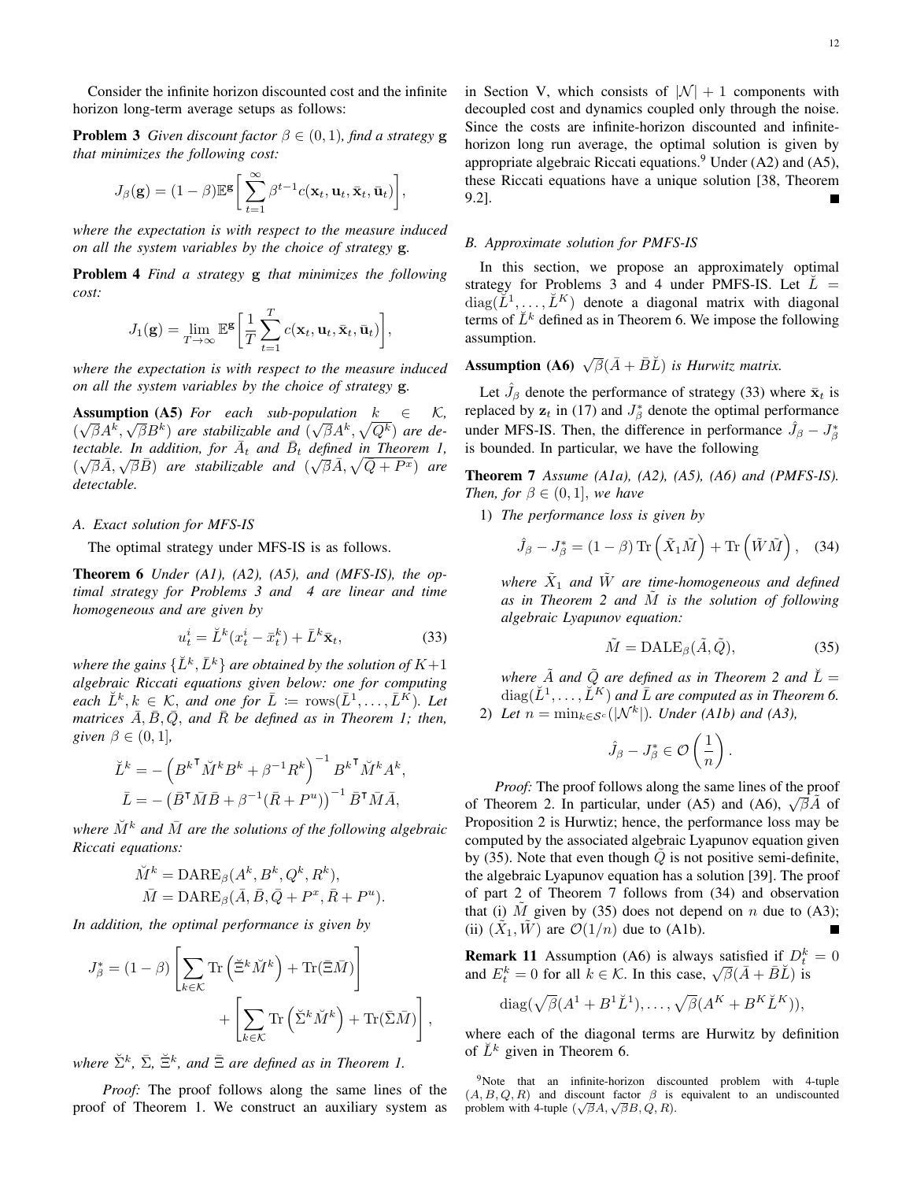Consider the infinite horizon discounted cost and the infinite horizon long-term average setups as follows:

**Problem 3** *Given discount factor $\beta \in (0,1)$, find a strategy $\mathbf{g}$ that minimizes the following cost:*

$$J_\beta(\mathbf{g}) = (1-\beta)\mathbb{E}^{\mathbf{g}}\bigg[\sum_{t=1}^{\infty} \beta^{t-1} c(\mathbf{x}_t, \mathbf{u}_t, \bar{\mathbf{x}}_t, \bar{\mathbf{u}}_t)\bigg],$$

*where the expectation is with respect to the measure induced on all the system variables by the choice of strategy $\mathbf{g}$.*

**Problem 4** *Find a strategy $\mathbf{g}$ that minimizes the following cost:*

$$J_1(\mathbf{g}) = \lim_{T\to\infty} \mathbb{E}^{\mathbf{g}}\bigg[\frac{1}{T}\sum_{t=1}^{T} c(\mathbf{x}_t, \mathbf{u}_t, \bar{\mathbf{x}}_t, \bar{\mathbf{u}}_t)\bigg],$$

*where the expectation is with respect to the measure induced on all the system variables by the choice of strategy $\mathbf{g}$.*

**Assumption (A5)** *For each sub-population $k \in \mathcal{K}$, $(\sqrt{\beta}A^k, \sqrt{\beta}B^k)$ are stabilizable and $(\sqrt{\beta}A^k, \sqrt{Q^k})$ are detectable. In addition, for $\bar{A}_t$ and $\bar{B}_t$ defined in Theorem 1, $(\sqrt{\beta}\bar{A}, \sqrt{\beta}\bar{B})$ are stabilizable and $(\sqrt{\beta}\bar{A}, \sqrt{\bar{Q}+P^x})$ are detectable.*

### A. Exact solution for MFS-IS

The optimal strategy under MFS-IS is as follows.

**Theorem 6** *Under (A1), (A2), (A5), and (MFS-IS), the optimal strategy for Problems 3 and 4 are linear and time homogeneous and are given by*

$$u_t^i = \breve{L}^k(x_t^i - \bar{x}_t^k) + \bar{L}^k \bar{\mathbf{x}}_t, \tag{33}$$

*where the gains $\{\breve{L}^k, \bar{L}^k\}$ are obtained by the solution of $K+1$ algebraic Riccati equations given below: one for computing each $\breve{L}^k, k \in \mathcal{K}$, and one for $\bar{L} \coloneqq \operatorname{rows}(\bar{L}^1, \dots, \bar{L}^K)$. Let matrices $\bar{A}, \bar{B}, \bar{Q}$, and $\bar{R}$ be defined as in Theorem 1; then, given $\beta \in (0,1]$,*

$$\breve{L}^k = -\Big(B^{k\intercal}\breve{M}^k B^k + \beta^{-1}R^k\Big)^{-1} B^{k\intercal}\breve{M}^k A^k,$$
$$\bar{L} = -\big(\bar{B}^\intercal \bar{M}\bar{B} + \beta^{-1}(\bar{R}+P^u)\big)^{-1}\bar{B}^\intercal \bar{M}\bar{A},$$

*where $\breve{M}^k$ and $\bar{M}$ are the solutions of the following algebraic Riccati equations:*

$$\breve{M}^k = \mathrm{DARE}_\beta(A^k, B^k, Q^k, R^k),$$
$$\bar{M} = \mathrm{DARE}_\beta(\bar{A}, \bar{B}, \bar{Q}+P^x, \bar{R}+P^u).$$

*In addition, the optimal performance is given by*

$$J_\beta^* = (1-\beta)\bigg[\sum_{k\in\mathcal{K}} \operatorname{Tr}\Big(\breve{\Xi}^k \breve{M}^k\Big) + \operatorname{Tr}(\bar{\Xi}\bar{M})\bigg] + \bigg[\sum_{k\in\mathcal{K}} \operatorname{Tr}\Big(\breve{\Sigma}^k \breve{M}^k\Big) + \operatorname{Tr}(\bar{\Sigma}\bar{M})\bigg],$$

*where $\breve{\Sigma}^k$, $\bar{\Sigma}$, $\breve{\Xi}^k$, and $\bar{\Xi}$ are defined as in Theorem 1.*

*Proof:* The proof follows along the same lines of the proof of Theorem 1. We construct an auxiliary system as in Section V, which consists of $|\mathcal{N}|+1$ components with decoupled cost and dynamics coupled only through the noise. Since the costs are infinite-horizon discounted and infinite-horizon long run average, the optimal solution is given by appropriate algebraic Riccati equations.[9] Under (A2) and (A5), these Riccati equations have a unique solution [38, Theorem 9.2]. ∎

### B. Approximate solution for PMFS-IS

In this section, we propose an approximately optimal strategy for Problems 3 and 4 under PMFS-IS. Let $\breve{L} = \operatorname{diag}(\breve{L}^1, \dots, \breve{L}^K)$ denote a diagonal matrix with diagonal terms of $\breve{L}^k$ defined as in Theorem 6. We impose the following assumption.

**Assumption (A6)** *$\sqrt{\beta}(\bar{A} + \bar{B}\breve{L})$ is Hurwitz matrix.*

Let $\hat{J}_\beta$ denote the performance of strategy (33) where $\bar{\mathbf{x}}_t$ is replaced by $\mathbf{z}_t$ in (17) and $J_\beta^*$ denote the optimal performance under MFS-IS. Then, the difference in performance $\hat{J}_\beta - J_\beta^*$ is bounded. In particular, we have the following

**Theorem 7** *Assume (A1a), (A2), (A5), (A6) and (PMFS-IS). Then, for $\beta \in (0,1]$, we have*

1) *The performance loss is given by*

$$\hat{J}_\beta - J_\beta^* = (1-\beta)\operatorname{Tr}\Big(\tilde{X}_1\tilde{M}\Big) + \operatorname{Tr}\Big(\tilde{W}\tilde{M}\Big), \tag{34}$$

*where $\tilde{X}_1$ and $\tilde{W}$ are time-homogeneous and defined as in Theorem 2 and $\tilde{M}$ is the solution of following algebraic Lyapunov equation:*

$$\tilde{M} = \mathrm{DALE}_\beta(\tilde{A}, \tilde{Q}), \tag{35}$$

*where $\tilde{A}$ and $\tilde{Q}$ are defined as in Theorem 2 and $\breve{L} = \operatorname{diag}(\breve{L}^1, \dots, \breve{L}^K)$ and $\bar{L}$ are computed as in Theorem 6.*

2) *Let $n = \min_{k\in\mathcal{S}^c}(|\mathcal{N}^k|)$. Under (A1b) and (A3),*

$$\hat{J}_\beta - J_\beta^* \in \mathcal{O}\left(\frac{1}{n}\right).$$

*Proof:* The proof follows along the same lines of the proof of Theorem 2. In particular, under (A5) and (A6), $\sqrt{\beta}\tilde{A}$ of Proposition 2 is Hurwitz; hence, the performance loss may be computed by the associated algebraic Lyapunov equation given by (35). Note that even though $\tilde{Q}$ is not positive semi-definite, the algebraic Lyapunov equation has a solution [39]. The proof of part 2 of Theorem 7 follows from (34) and observation that (i) $\tilde{M}$ given by (35) does not depend on $n$ due to (A3); (ii) $(\tilde{X}_1, \tilde{W})$ are $\mathcal{O}(1/n)$ due to (A1b). ∎

**Remark 11** Assumption (A6) is always satisfied if $D_t^k = 0$ and $E_t^k = 0$ for all $k \in \mathcal{K}$. In this case, $\sqrt{\beta}(\bar{A} + \bar{B}\breve{L})$ is

$$\operatorname{diag}(\sqrt{\beta}(A^1 + B^1\breve{L}^1), \dots, \sqrt{\beta}(A^K + B^K\breve{L}^K)),$$

where each of the diagonal terms are Hurwitz by definition of $\breve{L}^k$ given in Theorem 6.

[9] Note that an infinite-horizon discounted problem with 4-tuple $(A, B, Q, R)$ and discount factor $\beta$ is equivalent to an undiscounted problem with 4-tuple $(\sqrt{\beta}A, \sqrt{\beta}B, Q, R)$.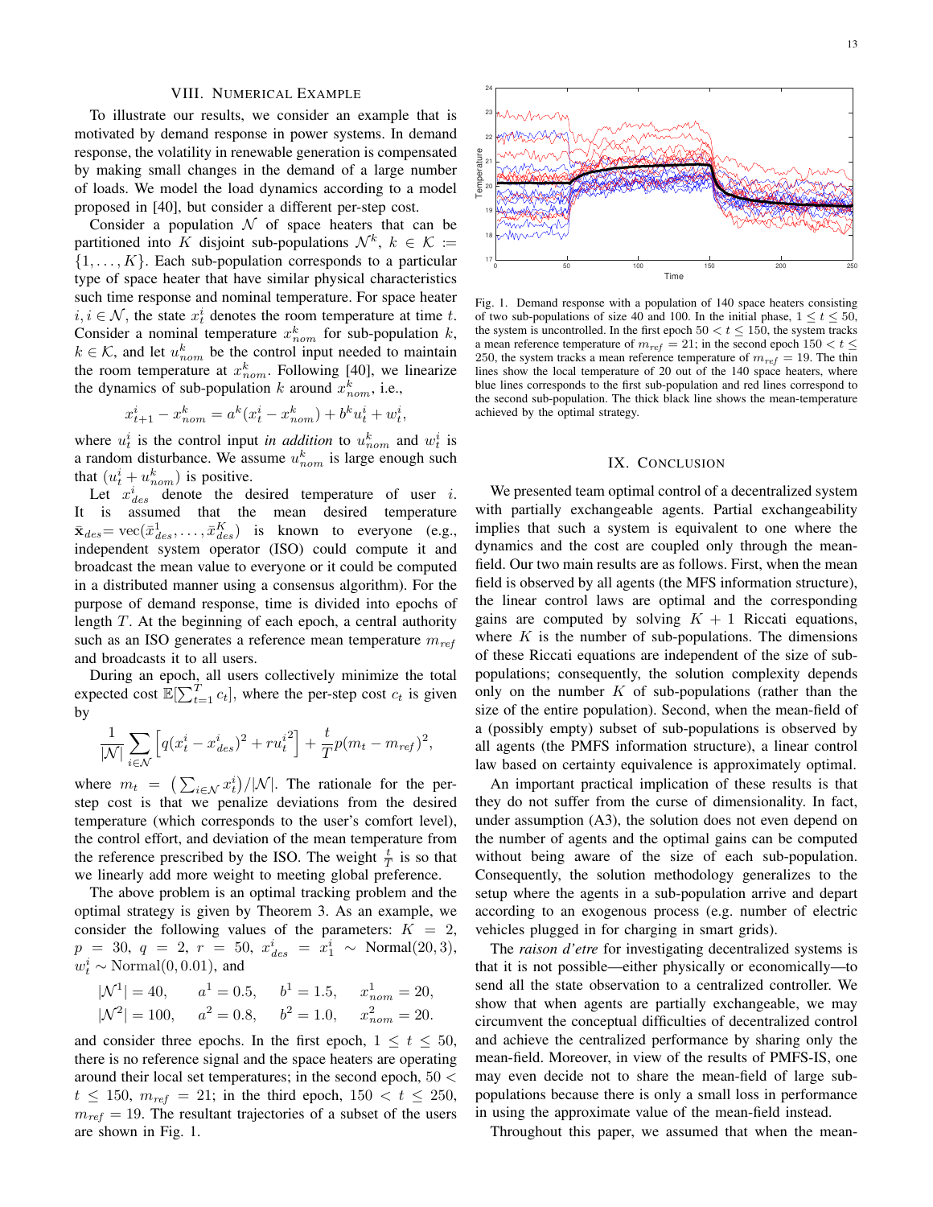## VIII. Numerical Example

To illustrate our results, we consider an example that is motivated by demand response in power systems. In demand response, the volatility in renewable generation is compensated by making small changes in the demand of a large number of loads. We model the load dynamics according to a model proposed in [40], but consider a different per-step cost.

Consider a population $\mathcal{N}$ of space heaters that can be partitioned into $K$ disjoint sub-populations $\mathcal{N}^k$, $k \in \mathcal{K} := \{1, \dots, K\}$. Each sub-population corresponds to a particular type of space heater that have similar physical characteristics such time response and nominal temperature. For space heater $i, i \in \mathcal{N}$, the state $x_t^i$ denotes the room temperature at time $t$. Consider a nominal temperature $x_{nom}^k$ for sub-population $k$, $k \in \mathcal{K}$, and let $u_{nom}^k$ be the control input needed to maintain the room temperature at $x_{nom}^k$. Following [40], we linearize the dynamics of sub-population $k$ around $x_{nom}^k$, i.e.,

$$x_{t+1}^i - x_{nom}^k = a^k(x_t^i - x_{nom}^k) + b^k u_t^i + w_t^i,$$

where $u_t^i$ is the control input *in addition* to $u_{nom}^k$ and $w_t^i$ is a random disturbance. We assume $u_{nom}^k$ is large enough such that $(u_t^i + u_{nom}^k)$ is positive.

Let $x_{des}^i$ denote the desired temperature of user $i$. It is assumed that the mean desired temperature $\bar{\mathbf{x}}_{des} = \text{vec}(\bar{x}_{des}^1, \dots, \bar{x}_{des}^K)$ is known to everyone (e.g., independent system operator (ISO) could compute it and broadcast the mean value to everyone or it could be computed in a distributed manner using a consensus algorithm). For the purpose of demand response, time is divided into epochs of length $T$. At the beginning of each epoch, a central authority such as an ISO generates a reference mean temperature $m_{ref}$ and broadcasts it to all users.

During an epoch, all users collectively minimize the total expected cost $\mathbb{E}[\sum_{t=1}^T c_t]$, where the per-step cost $c_t$ is given by

$$\frac{1}{|\mathcal{N}|} \sum_{i \in \mathcal{N}} \Big[ q(x_t^i - x_{des}^i)^2 + r {u_t^i}^2 \Big] + \frac{t}{T} p(m_t - m_{ref})^2,$$

where $m_t = \big(\sum_{i \in \mathcal{N}} x_t^i\big)/|\mathcal{N}|$. The rationale for the per-step cost is that we penalize deviations from the desired temperature (which corresponds to the user's comfort level), the control effort, and deviation of the mean temperature from the reference prescribed by the ISO. The weight $\frac{t}{T}$ is so that we linearly add more weight to meeting global preference.

The above problem is an optimal tracking problem and the optimal strategy is given by Theorem 3. As an example, we consider the following values of the parameters: $K = 2$, $p = 30$, $q = 2$, $r = 50$, $x_{des}^i = x_1^i \sim \text{Normal}(20, 3)$, $w_t^i \sim \text{Normal}(0, 0.01)$, and

$$|\mathcal{N}^1| = 40, \quad a^1 = 0.5, \quad b^1 = 1.5, \quad x_{nom}^1 = 20,$$
$$|\mathcal{N}^2| = 100, \quad a^2 = 0.8, \quad b^2 = 1.0, \quad x_{nom}^2 = 20.$$

and consider three epochs. In the first epoch, $1 \le t \le 50$, there is no reference signal and the space heaters are operating around their local set temperatures; in the second epoch, $50 < t \le 150$, $m_{ref} = 21$; in the third epoch, $150 < t \le 250$, $m_{ref} = 19$. The resultant trajectories of a subset of the users are shown in Fig. 1.

Fig. 1. Demand response with a population of 140 space heaters consisting of two sub-populations of size 40 and 100. In the initial phase, $1 \le t \le 50$, the system is uncontrolled. In the first epoch $50 < t \le 150$, the system tracks a mean reference temperature of $m_{ref} = 21$; in the second epoch $150 < t \le 250$, the system tracks a mean reference temperature of $m_{ref} = 19$. The thin lines show the local temperature of 20 out of the 140 space heaters, where blue lines corresponds to the first sub-population and red lines correspond to the second sub-population. The thick black line shows the mean-temperature achieved by the optimal strategy.

## IX. Conclusion

We presented team optimal control of a decentralized system with partially exchangeable agents. Partial exchangeability implies that such a system is equivalent to one where the dynamics and the cost are coupled only through the mean-field. Our two main results are as follows. First, when the mean field is observed by all agents (the MFS information structure), the linear control laws are optimal and the corresponding gains are computed by solving $K + 1$ Riccati equations, where $K$ is the number of sub-populations. The dimensions of these Riccati equations are independent of the size of sub-populations; consequently, the solution complexity depends only on the number $K$ of sub-populations (rather than the size of the entire population). Second, when the mean-field of a (possibly empty) subset of sub-populations is observed by all agents (the PMFS information structure), a linear control law based on certainty equivalence is approximately optimal.

An important practical implication of these results is that they do not suffer from the curse of dimensionality. In fact, under assumption (A3), the solution does not even depend on the number of agents and the optimal gains can be computed without being aware of the size of each sub-population. Consequently, the solution methodology generalizes to the setup where the agents in a sub-population arrive and depart according to an exogenous process (e.g. number of electric vehicles plugged in for charging in smart grids).

The *raison d'etre* for investigating decentralized systems is that it is not possible—either physically or economically—to send all the state observation to a centralized controller. We show that when agents are partially exchangeable, we may circumvent the conceptual difficulties of decentralized control and achieve the centralized performance by sharing only the mean-field. Moreover, in view of the results of PMFS-IS, one may even decide not to share the mean-field of large sub-populations because there is only a small loss in performance in using the approximate value of the mean-field instead.

Throughout this paper, we assumed that when the mean-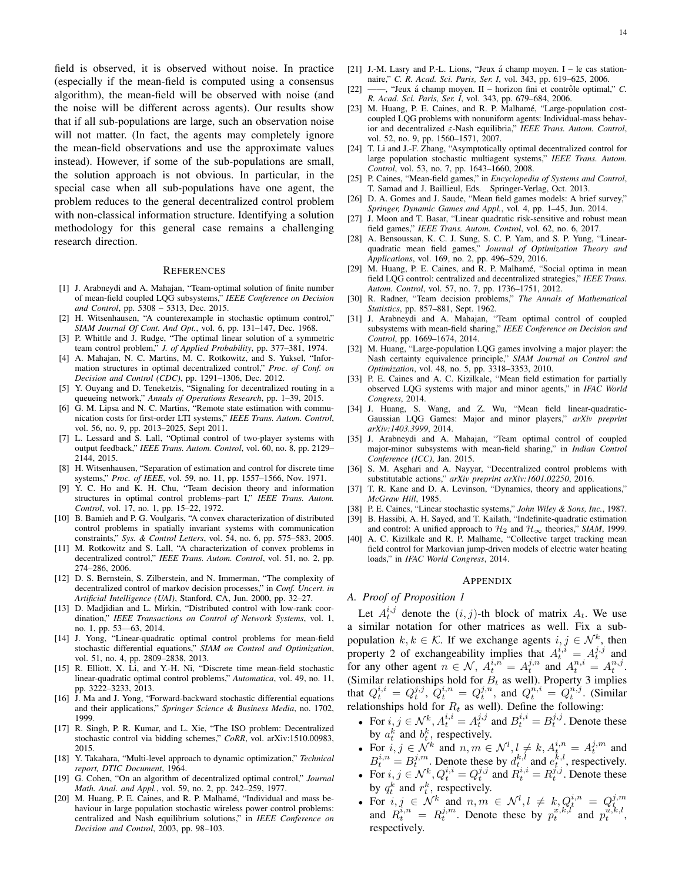field is observed, it is observed without noise. In practice (especially if the mean-field is computed using a consensus algorithm), the mean-field will be observed with noise (and the noise will be different across agents). Our results show that if all sub-populations are large, such an observation noise will not matter. (In fact, the agents may completely ignore the mean-field observations and use the approximate values instead). However, if some of the sub-populations are small, the solution approach is not obvious. In particular, in the special case when all sub-populations have one agent, the problem reduces to the general decentralized control problem with non-classical information structure. Identifying a solution methodology for this general case remains a challenging research direction.

## References

[1] J. Arabneydi and A. Mahajan, "Team-optimal solution of finite number of mean-field coupled LQG subsystems," *IEEE Conference on Decision and Control*, pp. 5308 – 5313, Dec. 2015.

[2] H. Witsenhausen, "A counterexample in stochastic optimum control," *SIAM Journal Of Cont. And Opt.*, vol. 6, pp. 131–147, Dec. 1968.

[3] P. Whittle and J. Rudge, "The optimal linear solution of a symmetric team control problem," *J. of Applied Probability*, pp. 377–381, 1974.

[4] A. Mahajan, N. C. Martins, M. C. Rotkowitz, and S. Yuksel, "Information structures in optimal decentralized control," *Proc. of Conf. on Decision and Control (CDC)*, pp. 1291–1306, Dec. 2012.

[5] Y. Ouyang and D. Teneketzis, "Signaling for decentralized routing in a queueing network," *Annals of Operations Research*, pp. 1–39, 2015.

[6] G. M. Lipsa and N. C. Martins, "Remote state estimation with communication costs for first-order LTI systems," *IEEE Trans. Autom. Control*, vol. 56, no. 9, pp. 2013–2025, Sept 2011.

[7] L. Lessard and S. Lall, "Optimal control of two-player systems with output feedback," *IEEE Trans. Autom. Control*, vol. 60, no. 8, pp. 2129–2144, 2015.

[8] H. Witsenhausen, "Separation of estimation and control for discrete time systems," *Proc. of IEEE*, vol. 59, no. 11, pp. 1557–1566, Nov. 1971.

[9] Y. C. Ho and K. H. Chu, "Team decision theory and information structures in optimal control problems–part I," *IEEE Trans. Autom. Control*, vol. 17, no. 1, pp. 15–22, 1972.

[10] B. Bamieh and P. G. Voulgaris, "A convex characterization of distributed control problems in spatially invariant systems with communication constraints," *Sys. & Control Letters*, vol. 54, no. 6, pp. 575–583, 2005.

[11] M. Rotkowitz and S. Lall, "A characterization of convex problems in decentralized control," *IEEE Trans. Autom. Control*, vol. 51, no. 2, pp. 274–286, 2006.

[12] D. S. Bernstein, S. Zilberstein, and N. Immerman, "The complexity of decentralized control of markov decision processes," in *Conf. Uncert. in Artificial Intelligence (UAI)*, Stanford, CA, Jun. 2000, pp. 32–27.

[13] D. Madjidian and L. Mirkin, "Distributed control with low-rank coordination," *IEEE Transactions on Control of Network Systems*, vol. 1, no. 1, pp. 53—63, 2014.

[14] J. Yong, "Linear-quadratic optimal control problems for mean-field stochastic differential equations," *SIAM on Control and Optimization*, vol. 51, no. 4, pp. 2809–2838, 2013.

[15] R. Elliott, X. Li, and Y.-H. Ni, "Discrete time mean-field stochastic linear-quadratic optimal control problems," *Automatica*, vol. 49, no. 11, pp. 3222–3233, 2013.

[16] J. Ma and J. Yong, "Forward-backward stochastic differential equations and their applications," *Springer Science & Business Media*, no. 1702, 1999.

[17] R. Singh, P. R. Kumar, and L. Xie, "The ISO problem: Decentralized stochastic control via bidding schemes," *CoRR*, vol. arXiv:1510.00983, 2015.

[18] Y. Takahara, "Multi-level approach to dynamic optimization," *Technical report, DTIC Document*, 1964.

[19] G. Cohen, "On an algorithm of decentralized optimal control," *Journal Math. Anal. and Appl.*, vol. 59, no. 2, pp. 242–259, 1977.

[20] M. Huang, P. E. Caines, and R. P. Malhamé, "Individual and mass behaviour in large population stochastic wireless power control problems: centralized and Nash equilibrium solutions," in *IEEE Conference on Decision and Control*, 2003, pp. 98–103.

[21] J.-M. Lasry and P.-L. Lions, "Jeux á champ moyen. I – le cas stationnaire," *C. R. Acad. Sci. Paris, Ser. I*, vol. 343, pp. 619–625, 2006.

[22] ——, "Jeux á champ moyen. II – horizon fini et contrôle optimal," *C. R. Acad. Sci. Paris, Ser. I*, vol. 343, pp. 679–684, 2006.

[23] M. Huang, P. E. Caines, and R. P. Malhamé, "Large-population cost-coupled LQG problems with nonuniform agents: Individual-mass behavior and decentralized $\varepsilon$-Nash equilibria," *IEEE Trans. Autom. Control*, vol. 52, no. 9, pp. 1560–1571, 2007.

[24] T. Li and J.-F. Zhang, "Asymptotically optimal decentralized control for large population stochastic multiagent systems," *IEEE Trans. Autom. Control*, vol. 53, no. 7, pp. 1643–1660, 2008.

[25] P. Caines, "Mean-field games," in *Encyclopedia of Systems and Control*, T. Samad and J. Baillieul, Eds. Springer-Verlag, Oct. 2013.

[26] D. A. Gomes and J. Saude, "Mean field games models: A brief survey," *Springer, Dynamic Games and Appl.*, vol. 4, pp. 1–45, Jun. 2014.

[27] J. Moon and T. Basar, "Linear quadratic risk-sensitive and robust mean field games," *IEEE Trans. Autom. Control*, vol. 62, no. 6, 2017.

[28] A. Bensoussan, K. C. J. Sung, S. C. P. Yam, and S. P. Yung, "Linear-quadratic mean field games," *Journal of Optimization Theory and Applications*, vol. 169, no. 2, pp. 496–529, 2016.

[29] M. Huang, P. E. Caines, and R. P. Malhamé, "Social optima in mean field LQG control: centralized and decentralized strategies," *IEEE Trans. Autom. Control*, vol. 57, no. 7, pp. 1736–1751, 2012.

[30] R. Radner, "Team decision problems," *The Annals of Mathematical Statistics*, pp. 857–881, Sept. 1962.

[31] J. Arabneydi and A. Mahajan, "Team optimal control of coupled subsystems with mean-field sharing," *IEEE Conference on Decision and Control*, pp. 1669–1674, 2014.

[32] M. Huang, "Large-population LQG games involving a major player: the Nash certainty equivalence principle," *SIAM Journal on Control and Optimization*, vol. 48, no. 5, pp. 3318–3353, 2010.

[33] P. E. Caines and A. C. Kizilkale, "Mean field estimation for partially observed LQG systems with major and minor agents," in *IFAC World Congress*, 2014.

[34] J. Huang, S. Wang, and Z. Wu, "Mean field linear-quadratic-Gaussian LQG Games: Major and minor players," *arXiv preprint arXiv:1403.3999*, 2014.

[35] J. Arabneydi and A. Mahajan, "Team optimal control of coupled major-minor subsystems with mean-field sharing," in *Indian Control Conference (ICC)*, Jan. 2015.

[36] S. M. Asghari and A. Nayyar, "Decentralized control problems with substitutable actions," *arXiv preprint arXiv:1601.02250*, 2016.

[37] T. R. Kane and D. A. Levinson, "Dynamics, theory and applications," *McGraw Hill*, 1985.

[38] P. E. Caines, "Linear stochastic systems," *John Wiley & Sons, Inc.*, 1987.

[39] B. Hassibi, A. H. Sayed, and T. Kailath, "Indefinite-quadratic estimation and control: A unified approach to $\mathcal{H}_2$ and $\mathcal{H}_\infty$ theories," *SIAM*, 1999.

[40] A. C. Kizilkale and R. P. Malhame, "Collective target tracking mean field control for Markovian jump-driven models of electric water heating loads," in *IFAC World Congress*, 2014.

## Appendix

### A. Proof of Proposition 1

Let $A_t^{i,j}$ denote the $(i,j)$-th block of matrix $A_t$. We use a similar notation for other matrices as well. Fix a sub-population $k, k \in \mathcal{K}$. If we exchange agents $i, j \in \mathcal{N}^k$, then property 2 of exchangeability implies that $A_t^{i,i} = A_t^{j,j}$ and for any other agent $n \in \mathcal{N}$, $A_t^{i,n} = A_t^{j,n}$ and $A_t^{n,i} = A_t^{n,j}$. (Similar relationships hold for $B_t$ as well). Property 3 implies that $Q_t^{i,i} = Q_t^{j,j}$, $Q_t^{i,n} = Q_t^{j,n}$, and $Q_t^{n,i} = Q_t^{n,j}$. (Similar relationships hold for $R_t$ as well). Define the following:

- For $i, j \in \mathcal{N}^k, A_t^{i,i} = A_t^{j,j}$ and $B_t^{i,i} = B_t^{j,j}$. Denote these by $a_t^k$ and $b_t^k$, respectively.
- For $i, j \in \mathcal{N}^k$ and $n, m \in \mathcal{N}^l, l \neq k, A_t^{i,n} = A_t^{j,m}$ and $B_t^{i,n} = B_t^{j,m}$. Denote these by $d_t^{k,l}$ and $e_t^{k,l}$, respectively.
- For $i, j \in \mathcal{N}^k, Q_t^{i,i} = Q_t^{j,j}$ and $R_t^{i,i} = R_t^{j,j}$. Denote these by $q_t^k$ and $r_t^k$, respectively.
- For $i, j \in \mathcal{N}^k$ and $n, m \in \mathcal{N}^l, l \neq k, Q_t^{i,n} = Q_t^{j,m}$ and $R_t^{i,n} = R_t^{j,m}$. Denote these by $p_t^{x,k,l}$ and $p_t^{u,k,l}$, respectively.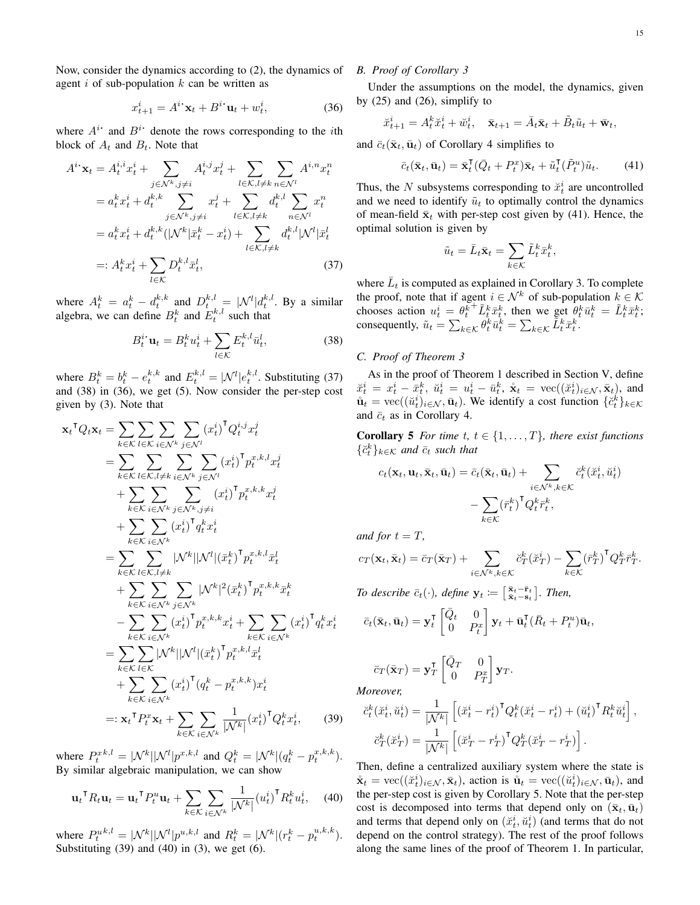Now, consider the dynamics according to (2), the dynamics of agent $i$ of sub-population $k$ can be written as

$$x_{t+1}^i = A^{i\cdot}\mathbf{x}_t + B^{i\cdot}\mathbf{u}_t + w_t^i, \tag{36}$$

where $A^{i\cdot}$ and $B^{i\cdot}$ denote the rows corresponding to the $i$th block of $A_t$ and $B_t$. Note that

$$\begin{aligned}
A^{i\cdot}\mathbf{x}_t &= A_t^{i,i}x_t^i + \sum_{j\in\mathcal{N}^k, j\neq i} A_t^{i,j}x_t^j + \sum_{l\in\mathcal{K}, l\neq k}\sum_{n\in\mathcal{N}^l} A^{i,n}x_t^n \\
&= a_t^k x_t^i + d_t^{k,k}\sum_{j\in\mathcal{N}^k, j\neq i} x_t^j + \sum_{l\in\mathcal{K}, l\neq k} d_t^{k,l}\sum_{n\in\mathcal{N}^l} x_t^n \\
&= a_t^k x_t^i + d_t^{k,k}(|\mathcal{N}^k|\bar{x}_t^k - x_t^i) + \sum_{l\in\mathcal{K}, l\neq k} d_t^{k,l}|\mathcal{N}^l|\bar{x}_t^l \\
&=: A_t^k x_t^i + \sum_{l\in\mathcal{K}} D_t^{k,l}\bar{x}_t^l,
\end{aligned} \tag{37}$$

where $A_t^k = a_t^k - d_t^{k,k}$ and $D_t^{k,l} = |\mathcal{N}^l|d_t^{k,l}$. By a similar algebra, we can define $B_t^k$ and $E_t^{k,l}$ such that

$$B_t^{i\cdot}\mathbf{u}_t = B_t^k u_t^i + \sum_{l\in\mathcal{K}} E_t^{k,l}\bar{u}_t^l, \tag{38}$$

where $B_t^k = b_t^k - e_t^{k,k}$ and $E_t^{k,l} = |\mathcal{N}^l|e_t^{k,l}$. Substituting (37) and (38) in (36), we get (5). Now consider the per-step cost given by (3). Note that

$$\begin{aligned}
{\mathbf{x}_t}^\intercal Q_t\mathbf{x}_t &= \sum_{k\in\mathcal{K}}\sum_{l\in\mathcal{K}}\sum_{i\in\mathcal{N}^k}\sum_{j\in\mathcal{N}^l}(x_t^i)^\intercal Q_t^{i,j}x_t^j \\
&= \sum_{k\in\mathcal{K}}\sum_{l\in\mathcal{K}, l\neq k}\sum_{i\in\mathcal{N}^k}\sum_{j\in\mathcal{N}^l}(x_t^i)^\intercal p_t^{x,k,l}x_t^j \\
&\quad + \sum_{k\in\mathcal{K}}\sum_{i\in\mathcal{N}^k}\sum_{j\in\mathcal{N}^k, j\neq i}(x_t^i)^\intercal p_t^{x,k,k}x_t^j \\
&\quad + \sum_{k\in\mathcal{K}}\sum_{i\in\mathcal{N}^k}(x_t^i)^\intercal q_t^k x_t^i \\
&= \sum_{k\in\mathcal{K}}\sum_{l\in\mathcal{K}, l\neq k}|\mathcal{N}^k||\mathcal{N}^l|(\bar{x}_t^k)^\intercal p_t^{x,k,l}\bar{x}_t^l \\
&\quad + \sum_{k\in\mathcal{K}}\sum_{i\in\mathcal{N}^k}\sum_{j\in\mathcal{N}^k}|\mathcal{N}^k|^2(\bar{x}_t^k)^\intercal p_t^{x,k,k}\bar{x}_t^k \\
&\quad - \sum_{k\in\mathcal{K}}\sum_{i\in\mathcal{N}^k}(x_t^i)^\intercal p_t^{x,k,k}x_t^i + \sum_{k\in\mathcal{K}}\sum_{i\in\mathcal{N}^k}(x_t^i)^\intercal q_t^k x_t^i \\
&= \sum_{k\in\mathcal{K}}\sum_{l\in\mathcal{K}}|\mathcal{N}^k||\mathcal{N}^l|(\bar{x}_t^k)^\intercal p_t^{x,k,l}\bar{x}_t^l \\
&\quad + \sum_{k\in\mathcal{K}}\sum_{i\in\mathcal{N}^k}(x_t^i)^\intercal(q_t^k - p_t^{x,k,k})x_t^i \\
&=: {\mathbf{x}_t}^\intercal P_t^x\mathbf{x}_t + \sum_{k\in\mathcal{K}}\sum_{i\in\mathcal{N}^k}\frac{1}{|\mathcal{N}^k|}(x_t^i)^\intercal Q_t^k x_t^i,
\end{aligned} \tag{39}$$

where $P_t^{x\,k,l} = |\mathcal{N}^k||\mathcal{N}^l|p^{x,k,l}$ and $Q_t^k = |\mathcal{N}^k|(q_t^k - p_t^{x,k,k})$. By similar algebraic manipulation, we can show

$${\mathbf{u}_t}^\intercal R_t\mathbf{u}_t = {\mathbf{u}_t}^\intercal P_t^u\mathbf{u}_t + \sum_{k\in\mathcal{K}}\sum_{i\in\mathcal{N}^k}\frac{1}{|\mathcal{N}^k|}(u_t^i)^\intercal R_t^k u_t^i, \tag{40}$$

where $P_t^{u\,k,l} = |\mathcal{N}^k||\mathcal{N}^l|p^{u,k,l}$ and $R_t^k = |\mathcal{N}^k|(r_t^k - p_t^{u,k,k})$. Substituting (39) and (40) in (3), we get (6).

## B. Proof of Corollary 3

Under the assumptions on the model, the dynamics, given by (25) and (26), simplify to

$$\breve{x}_{t+1}^i = A_t^k\breve{x}_t^i + \breve{w}_t^i, \quad \bar{\mathbf{x}}_{t+1} = \bar{A}_t\bar{\mathbf{x}}_t + \tilde{B}_t\tilde{u}_t + \bar{\mathbf{w}}_t,$$

and $\bar{c}_t(\bar{\mathbf{x}}_t, \bar{\mathbf{u}}_t)$ of Corollary 4 simplifies to

$$\bar{c}_t(\bar{\mathbf{x}}_t, \bar{\mathbf{u}}_t) = \bar{\mathbf{x}}_t^\intercal(\bar{Q}_t + P_t^x)\bar{\mathbf{x}}_t + \tilde{u}_t^\intercal(\tilde{P}_t^u)\tilde{u}_t. \tag{41}$$

Thus, the $N$ subsystems corresponding to $\breve{x}_t^i$ are uncontrolled and we need to identify $\tilde{u}_t$ to optimally control the dynamics of mean-field $\bar{\mathbf{x}}_t$ with per-step cost given by (41). Hence, the optimal solution is given by

$$\tilde{u}_t = \bar{L}_t\bar{\mathbf{x}}_t = \sum_{k\in\mathcal{K}}\tilde{L}_t^k\bar{x}_t^k,$$

where $\bar{L}_t$ is computed as explained in Corollary 3. To complete the proof, note that if agent $i\in\mathcal{N}^k$ of sub-population $k\in\mathcal{K}$ chooses action $u_t^i = {\theta_t^k}^+\tilde{L}_t^k\bar{x}_t^k$, then we get $\theta_t^k\bar{u}_t^k = \tilde{L}_t^k\bar{x}_t^k$; consequently, $\tilde{u}_t = \sum_{k\in\mathcal{K}}\theta_t^k\bar{u}_t^k = \sum_{k\in\mathcal{K}}\tilde{L}_t^k\bar{x}_t^k$.

## C. Proof of Theorem 3

As in the proof of Theorem 1 described in Section V, define $\breve{x}_t^i = x_t^i - \bar{x}_t^k$, $\breve{u}_t^i = u_t^i - \bar{u}_t^k$, $\mathring{\mathbf{x}}_t = \operatorname{vec}((\breve{x}_t^i)_{i\in\mathcal{N}}, \bar{\mathbf{x}}_t)$, and $\mathring{\mathbf{u}}_t = \operatorname{vec}((\breve{u}_t^i)_{i\in\mathcal{N}}, \bar{\mathbf{u}}_t)$. We identify a cost function $\{\breve{c}_t^k\}_{k\in\mathcal{K}}$ and $\bar{c}_t$ as in Corollary 4.

**Corollary 5** *For time $t$, $t\in\{1,\dots,T\}$, there exist functions $\{\breve{c}_t^k\}_{k\in\mathcal{K}}$ and $\bar{c}_t$ such that*

$$c_t(\mathbf{x}_t, \mathbf{u}_t, \bar{\mathbf{x}}_t, \bar{\mathbf{u}}_t) = \bar{c}_t(\bar{\mathbf{x}}_t, \bar{\mathbf{u}}_t) + \sum_{i\in\mathcal{N}^k, k\in\mathcal{K}}\breve{c}_t^k(\breve{x}_t^i, \breve{u}_t^i) - \sum_{k\in\mathcal{K}}(\bar{r}_t^k)^\intercal Q_t^k\bar{r}_t^k,$$

*and for $t = T$,*

$$c_T(\mathbf{x}_t, \bar{\mathbf{x}}_t) = \bar{c}_T(\bar{\mathbf{x}}_T) + \sum_{i\in\mathcal{N}^k, k\in\mathcal{K}}\breve{c}_T^k(\breve{x}_T^i) - \sum_{k\in\mathcal{K}}(\bar{r}_T^k)^\intercal Q_T^k\bar{r}_T^k.$$

*To describe $\bar{c}_t(\cdot)$, define $\mathbf{y}_t := \left[\begin{smallmatrix}\bar{\mathbf{x}}_t - \bar{\mathbf{r}}_t \\ \bar{\mathbf{x}}_t - \mathbf{s}_t\end{smallmatrix}\right]$. Then,*

$$\bar{c}_t(\bar{\mathbf{x}}_t, \bar{\mathbf{u}}_t) = \mathbf{y}_t^\intercal\begin{bmatrix}\bar{Q}_t & 0 \\ 0 & P_t^x\end{bmatrix}\mathbf{y}_t + \bar{\mathbf{u}}_t^\intercal(\bar{R}_t + P_t^u)\bar{\mathbf{u}}_t,$$

$$\bar{c}_T(\bar{\mathbf{x}}_T) = \mathbf{y}_T^\intercal\begin{bmatrix}\bar{Q}_T & 0 \\ 0 & P_T^x\end{bmatrix}\mathbf{y}_T.$$

*Moreover,*

$$\breve{c}_t^k(\breve{x}_t^i, \breve{u}_t^i) = \frac{1}{|\mathcal{N}^k|}\left[(\breve{x}_t^i - r_t^i)^\intercal Q_t^k(\breve{x}_t^i - r_t^i) + (\breve{u}_t^i)^\intercal R_t^k\breve{u}_t^i\right],$$

$$\breve{c}_T^k(\breve{x}_T^i) = \frac{1}{|\mathcal{N}^k|}\left[(\breve{x}_T^i - r_T^i)^\intercal Q_T^k(\breve{x}_T^i - r_T^i)\right].$$

Then, define a centralized auxiliary system where the state is $\mathring{\mathbf{x}}_t = \operatorname{vec}((\breve{x}_t^i)_{i\in\mathcal{N}}, \bar{\mathbf{x}}_t)$, action is $\mathring{\mathbf{u}}_t = \operatorname{vec}((\breve{u}_t^i)_{i\in\mathcal{N}}, \bar{\mathbf{u}}_t)$, and the per-step cost is given by Corollary 5. Note that the per-step cost is decomposed into terms that depend only on $(\bar{\mathbf{x}}_t, \bar{\mathbf{u}}_t)$ and terms that depend only on $(\breve{x}_t^i, \breve{u}_t^i)$ (and terms that do not depend on the control strategy). The rest of the proof follows along the same lines of the proof of Theorem 1. In particular,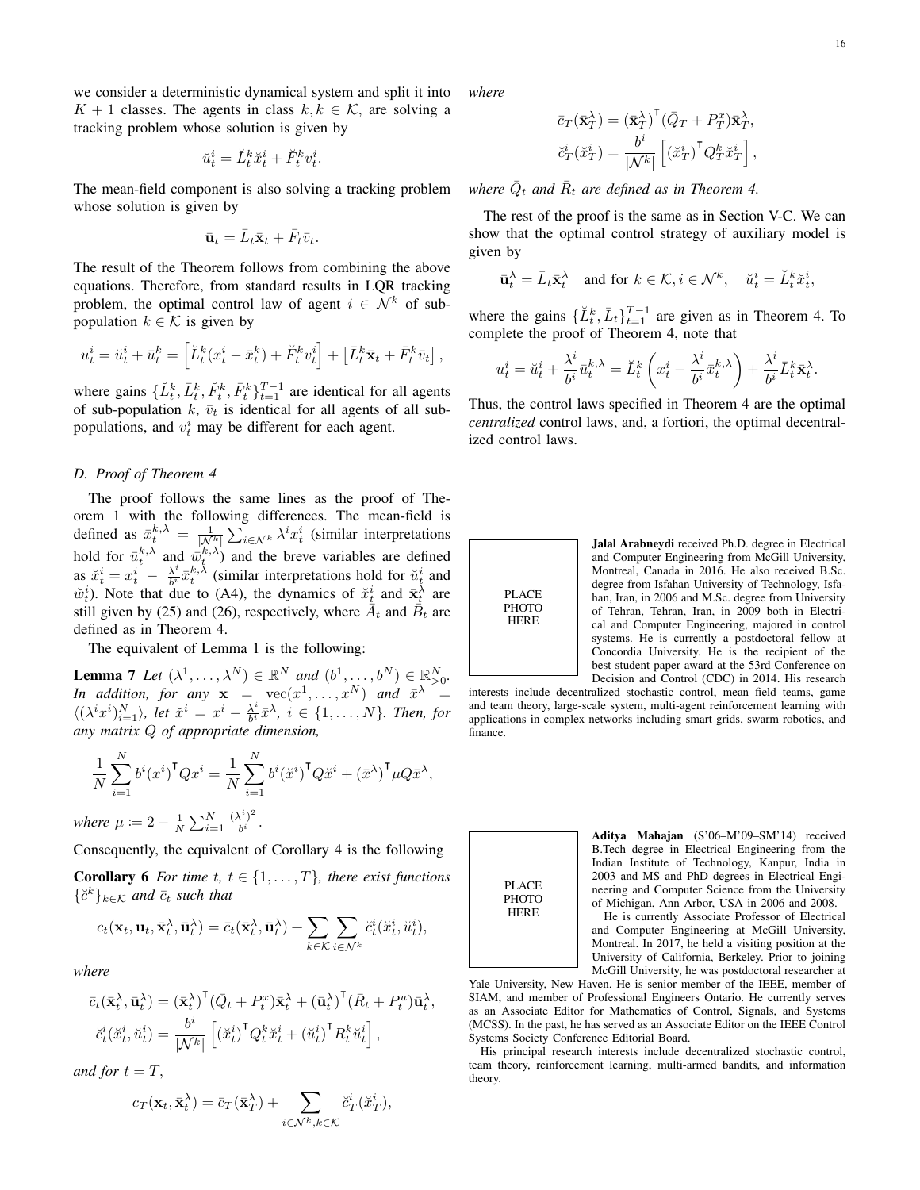we consider a deterministic dynamical system and split it into $K+1$ classes. The agents in class $k, k \in \mathcal{K}$, are solving a tracking problem whose solution is given by

$$\breve{u}_t^i = \breve{L}_t^k \breve{x}_t^i + \breve{F}_t^k v_t^i.$$

The mean-field component is also solving a tracking problem whose solution is given by

$$\bar{\mathbf{u}}_t = \bar{L}_t \bar{\mathbf{x}}_t + \bar{F}_t \bar{v}_t.$$

The result of the Theorem follows from combining the above equations. Therefore, from standard results in LQR tracking problem, the optimal control law of agent $i \in \mathcal{N}^k$ of sub-population $k \in \mathcal{K}$ is given by

$$u_t^i = \breve{u}_t^i + \bar{u}_t^k = \left[\breve{L}_t^k (x_t^i - \bar{x}_t^k) + \breve{F}_t^k v_t^i\right] + \left[\bar{L}_t^k \bar{\mathbf{x}}_t + \bar{F}_t^k \bar{v}_t\right],$$

where gains $\{\breve{L}_t^k, \bar{L}_t^k, \breve{F}_t^k, \bar{F}_t^k\}_{t=1}^{T-1}$ are identical for all agents of sub-population $k$, $\bar{v}_t$ is identical for all agents of all sub-populations, and $v_t^i$ may be different for each agent.

### D. Proof of Theorem 4

The proof follows the same lines as the proof of Theorem 1 with the following differences. The mean-field is defined as $\bar{x}_t^{k,\lambda} = \frac{1}{|\mathcal{N}^k|}\sum_{i \in \mathcal{N}^k} \lambda^i x_t^i$ (similar interpretations hold for $\bar{u}_t^{k,\lambda}$ and $\bar{w}_t^{k,\lambda}$) and the breve variables are defined as $\breve{x}_t^i = x_t^i - \frac{\lambda^i}{b^i}\bar{x}_t^{k,\lambda}$ (similar interpretations hold for $\breve{u}_t^i$ and $\breve{w}_t^i$). Note that due to (A4), the dynamics of $\breve{x}_t^i$ and $\bar{\mathbf{x}}_t^\lambda$ are still given by (25) and (26), respectively, where $\bar{A}_t$ and $\bar{B}_t$ are defined as in Theorem 4.

The equivalent of Lemma 1 is the following:

**Lemma 7** *Let $(\lambda^1, \dots, \lambda^N) \in \mathbb{R}^N$ and $(b^1, \dots, b^N) \in \mathbb{R}^N_{>0}$. In addition, for any $\mathbf{x} = \operatorname{vec}(x^1, \dots, x^N)$ and $\bar{x}^\lambda = \langle (\lambda^i x^i)_{i=1}^N \rangle$, let $\breve{x}^i = x^i - \frac{\lambda^i}{b^i}\bar{x}^\lambda$, $i \in \{1, \dots, N\}$. Then, for any matrix $Q$ of appropriate dimension,*

$$\frac{1}{N}\sum_{i=1}^N b^i (x^i)^\intercal Q x^i = \frac{1}{N}\sum_{i=1}^N b^i (\breve{x}^i)^\intercal Q \breve{x}^i + (\bar{x}^\lambda)^\intercal \mu Q \bar{x}^\lambda,$$

*where $\mu \coloneqq 2 - \frac{1}{N}\sum_{i=1}^N \frac{(\lambda^i)^2}{b^i}$.*

Consequently, the equivalent of Corollary 4 is the following

**Corollary 6** *For time $t$, $t \in \{1, \dots, T\}$, there exist functions $\{\breve{c}^k\}_{k \in \mathcal{K}}$ and $\bar{c}_t$ such that*

$$c_t(\mathbf{x}_t, \mathbf{u}_t, \bar{\mathbf{x}}_t^\lambda, \bar{\mathbf{u}}_t^\lambda) = \bar{c}_t(\bar{\mathbf{x}}_t^\lambda, \bar{\mathbf{u}}_t^\lambda) + \sum_{k \in \mathcal{K}} \sum_{i \in \mathcal{N}^k} \breve{c}_t^i(\breve{x}_t^i, \breve{u}_t^i),$$

*where*

$$\bar{c}_t(\bar{\mathbf{x}}_t^\lambda, \bar{\mathbf{u}}_t^\lambda) = (\bar{\mathbf{x}}_t^\lambda)^\intercal (\bar{Q}_t + P_t^x)\bar{\mathbf{x}}_t^\lambda + (\bar{\mathbf{u}}_t^\lambda)^\intercal (\bar{R}_t + P_t^u)\bar{\mathbf{u}}_t^\lambda,$$

$$\breve{c}_t^i(\breve{x}_t^i, \breve{u}_t^i) = \frac{b^i}{|\mathcal{N}^k|}\left[(\breve{x}_t^i)^\intercal Q_t^k \breve{x}_t^i + (\breve{u}_t^i)^\intercal R_t^k \breve{u}_t^i\right],$$

*and for $t = T$,*

$$c_T(\mathbf{x}_t, \bar{\mathbf{x}}_t^\lambda) = \bar{c}_T(\bar{\mathbf{x}}_T^\lambda) + \sum_{i \in \mathcal{N}^k, k \in \mathcal{K}} \breve{c}_T^i(\breve{x}_T^i),$$

*where*

$$\bar{c}_T(\bar{\mathbf{x}}_T^\lambda) = (\bar{\mathbf{x}}_T^\lambda)^\intercal (\bar{Q}_T + P_T^x)\bar{\mathbf{x}}_T^\lambda,$$

$$\breve{c}_T^i(\breve{x}_T^i) = \frac{b^i}{|\mathcal{N}^k|}\left[(\breve{x}_T^i)^\intercal Q_T^k \breve{x}_T^i\right],$$

*where $\bar{Q}_t$ and $\bar{R}_t$ are defined as in Theorem 4.*

The rest of the proof is the same as in Section V-C. We can show that the optimal control strategy of auxiliary model is given by

$$\bar{\mathbf{u}}_t^\lambda = \bar{L}_t \bar{\mathbf{x}}_t^\lambda \quad \text{and for } k \in \mathcal{K}, i \in \mathcal{N}^k, \quad \breve{u}_t^i = \breve{L}_t^k \breve{x}_t^i,$$

where the gains $\{\breve{L}_t^k, \bar{L}_t\}_{t=1}^{T-1}$ are given as in Theorem 4. To complete the proof of Theorem 4, note that

$$u_t^i = \breve{u}_t^i + \frac{\lambda^i}{b^i}\bar{u}_t^{k,\lambda} = \breve{L}_t^k\left(x_t^i - \frac{\lambda^i}{b^i}\bar{x}_t^{k,\lambda}\right) + \frac{\lambda^i}{b^i}\bar{L}_t^k \bar{\mathbf{x}}_t^\lambda.$$

Thus, the control laws specified in Theorem 4 are the optimal *centralized* control laws, and, a fortiori, the optimal decentralized control laws.

PLACE PHOTO HERE

**Jalal Arabneydi** received Ph.D. degree in Electrical and Computer Engineering from McGill University, Montreal, Canada in 2016. He also received B.Sc. degree from Isfahan University of Technology, Isfahan, Iran, in 2006 and M.Sc. degree from University of Tehran, Tehran, Iran, in 2009 both in Electrical and Computer Engineering, majored in control systems. He is currently a postdoctoral fellow at Concordia University. He is the recipient of the best student paper award at the 53rd Conference on Decision and Control (CDC) in 2014. His research interests include decentralized stochastic control, mean field teams, game and team theory, large-scale system, multi-agent reinforcement learning with applications in complex networks including smart grids, swarm robotics, and finance.

PLACE PHOTO HERE

**Aditya Mahajan** (S'06–M'09–SM'14) received B.Tech degree in Electrical Engineering from the Indian Institute of Technology, Kanpur, India in 2003 and MS and PhD degrees in Electrical Engineering and Computer Science from the University of Michigan, Ann Arbor, USA in 2006 and 2008.

He is currently Associate Professor of Electrical and Computer Engineering at McGill University, Montreal. In 2017, he held a visiting position at the University of California, Berkeley. Prior to joining McGill University, he was postdoctoral researcher at Yale University, New Haven. He is senior member of the IEEE, member of SIAM, and member of Professional Engineers Ontario. He currently serves as an Associate Editor for Mathematics of Control, Signals, and Systems (MCSS). In the past, he has served as an Associate Editor on the IEEE Control Systems Society Conference Editorial Board.

His principal research interests include decentralized stochastic control, team theory, reinforcement learning, multi-armed bandits, and information theory.